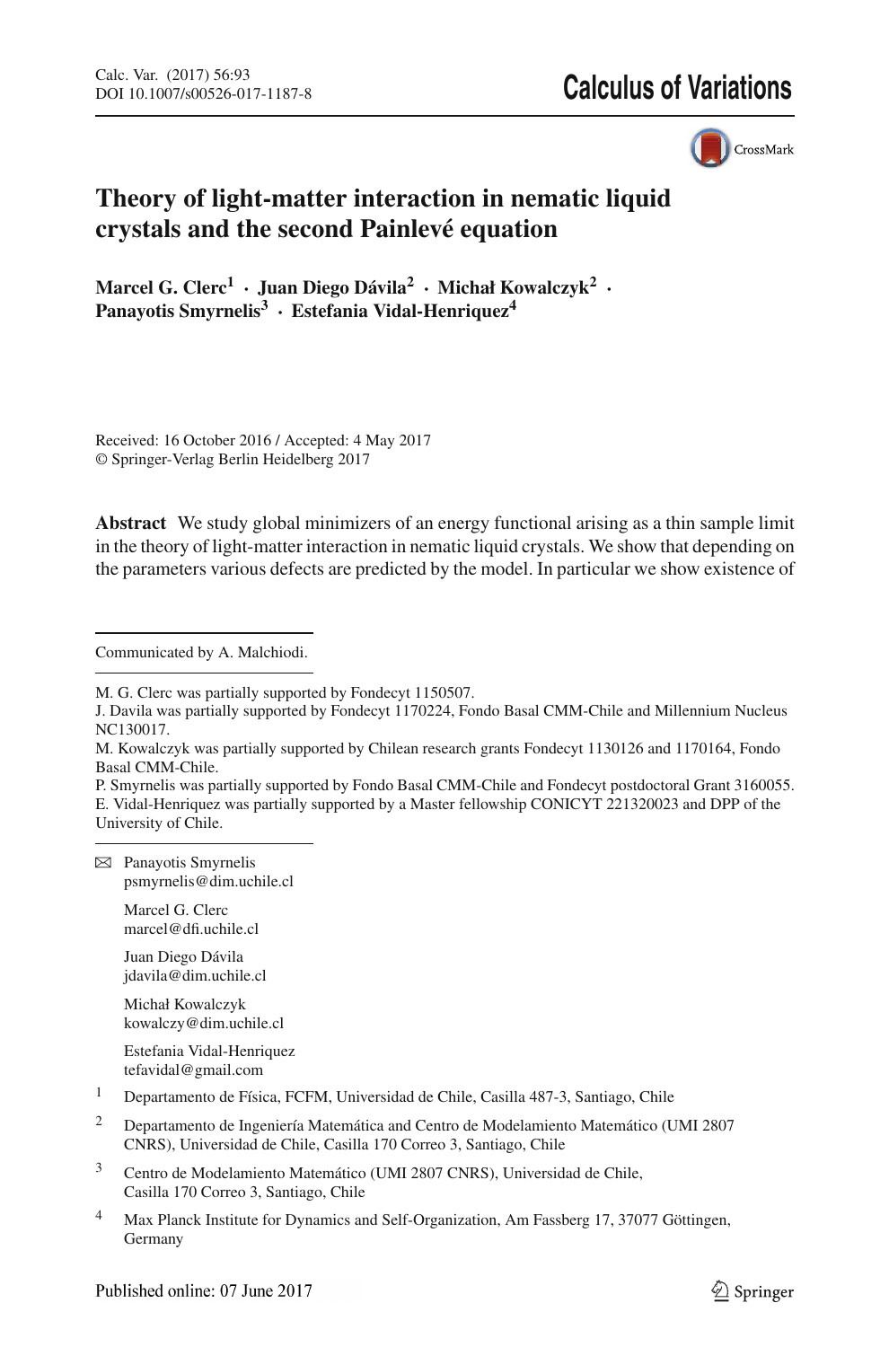# Theory of light-matter interaction in nematic liquid crystals and the second Painlevé equation

**Marcel G. Clerc[1] · Juan Diego Dávila[2] · Michał Kowalczyk[2] · Panayotis Smyrnelis[3] · Estefania Vidal-Henriquez[4]**

Received: 16 October 2016 / Accepted: 4 May 2017
© Springer-Verlag Berlin Heidelberg 2017

**Abstract** We study global minimizers of an energy functional arising as a thin sample limit in the theory of light-matter interaction in nematic liquid crystals. We show that depending on the parameters various defects are predicted by the model. In particular we show existence of

---

Communicated by A. Malchiodi.

M. G. Clerc was partially supported by Fondecyt 1150507.
J. Davila was partially supported by Fondecyt 1170224, Fondo Basal CMM-Chile and Millennium Nucleus NC130017.
M. Kowalczyk was partially supported by Chilean research grants Fondecyt 1130126 and 1170164, Fondo Basal CMM-Chile.
P. Smyrnelis was partially supported by Fondo Basal CMM-Chile and Fondecyt postdoctoral Grant 3160055.
E. Vidal-Henriquez was partially supported by a Master fellowship CONICYT 221320023 and DPP of the University of Chile.

✉ Panayotis Smyrnelis
psmyrnelis@dim.uchile.cl

Marcel G. Clerc
marcel@dfi.uchile.cl

Juan Diego Dávila
jdavila@dim.uchile.cl

Michał Kowalczyk
kowalczy@dim.uchile.cl

Estefania Vidal-Henriquez
tefavidal@gmail.com

[1] Departamento de Física, FCFM, Universidad de Chile, Casilla 487-3, Santiago, Chile

[2] Departamento de Ingeniería Matemática and Centro de Modelamiento Matemático (UMI 2807 CNRS), Universidad de Chile, Casilla 170 Correo 3, Santiago, Chile

[3] Centro de Modelamiento Matemático (UMI 2807 CNRS), Universidad de Chile, Casilla 170 Correo 3, Santiago, Chile

[4] Max Planck Institute for Dynamics and Self-Organization, Am Fassberg 17, 37077 Göttingen, Germany

Published online: 07 June 2017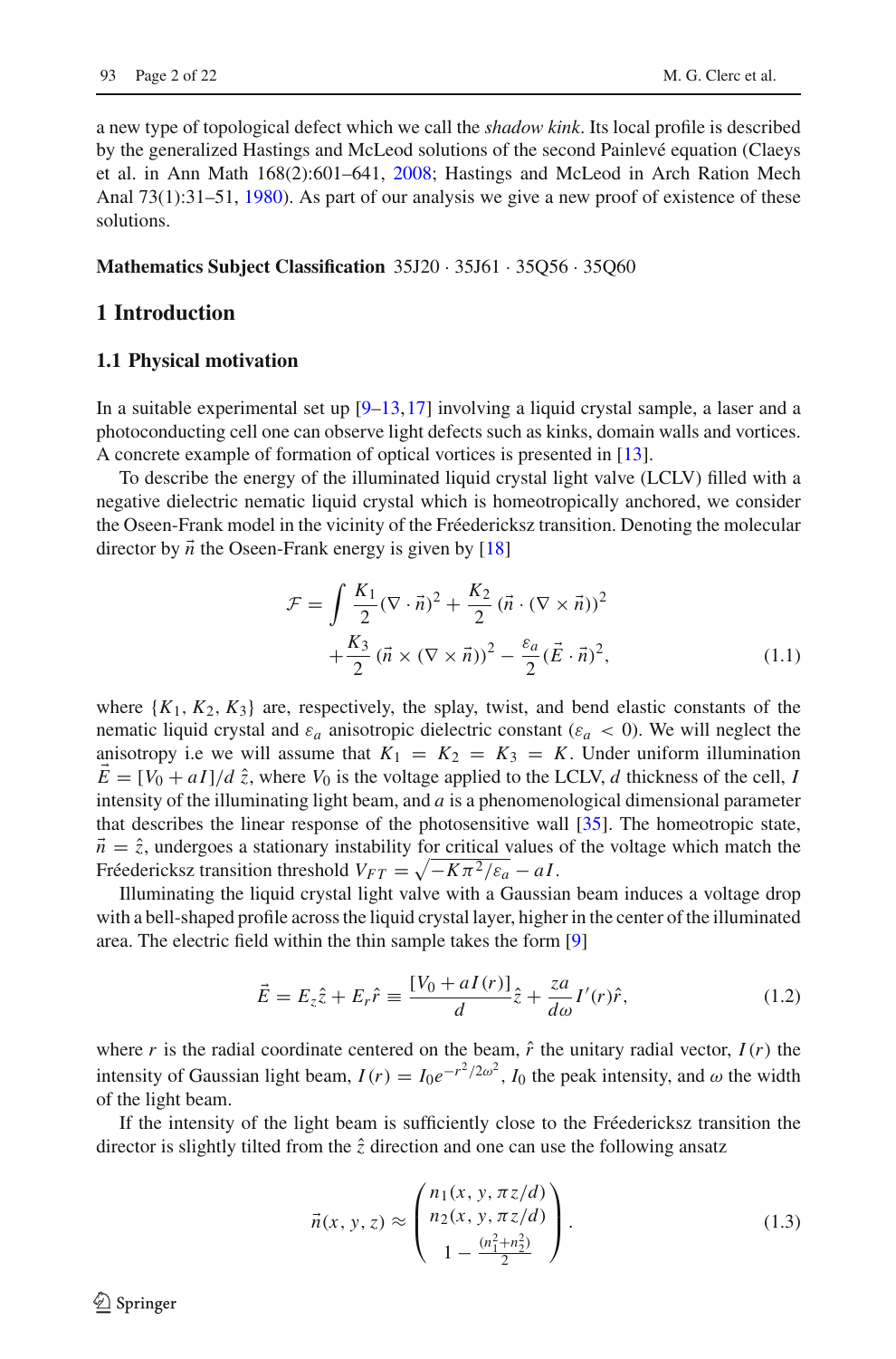a new type of topological defect which we call the *shadow kink*. Its local profile is described by the generalized Hastings and McLeod solutions of the second Painlevé equation (Claeys et al. in Ann Math 168(2):601–641, 2008; Hastings and McLeod in Arch Ration Mech Anal 73(1):31–51, 1980). As part of our analysis we give a new proof of existence of these solutions.

**Mathematics Subject Classification** 35J20 · 35J61 · 35Q56 · 35Q60

## 1 Introduction

### 1.1 Physical motivation

In a suitable experimental set up [9–13,17] involving a liquid crystal sample, a laser and a photoconducting cell one can observe light defects such as kinks, domain walls and vortices. A concrete example of formation of optical vortices is presented in [13].

To describe the energy of the illuminated liquid crystal light valve (LCLV) filled with a negative dielectric nematic liquid crystal which is homeotropically anchored, we consider the Oseen-Frank model in the vicinity of the Fréedericksz transition. Denoting the molecular director by $\vec{n}$ the Oseen-Frank energy is given by [18]

$$\mathcal{F} = \int \frac{K_1}{2}(\nabla \cdot \vec{n})^2 + \frac{K_2}{2}\left(\vec{n} \cdot (\nabla \times \vec{n})\right)^2 + \frac{K_3}{2}\left(\vec{n} \times (\nabla \times \vec{n})\right)^2 - \frac{\varepsilon_a}{2}(\vec{E} \cdot \vec{n})^2, \tag{1.1}$$

where $\{K_1, K_2, K_3\}$ are, respectively, the splay, twist, and bend elastic constants of the nematic liquid crystal and $\varepsilon_a$ anisotropic dielectric constant ($\varepsilon_a < 0$). We will neglect the anisotropy i.e we will assume that $K_1 = K_2 = K_3 = K$. Under uniform illumination $\vec{E} = [V_0 + aI]/d\ \hat{z}$, where $V_0$ is the voltage applied to the LCLV, $d$ thickness of the cell, $I$ intensity of the illuminating light beam, and $a$ is a phenomenological dimensional parameter that describes the linear response of the photosensitive wall [35]. The homeotropic state, $\vec{n} = \hat{z}$, undergoes a stationary instability for critical values of the voltage which match the Fréedericksz transition threshold $V_{FT} = \sqrt{-K\pi^2/\varepsilon_a} - aI$.

Illuminating the liquid crystal light valve with a Gaussian beam induces a voltage drop with a bell-shaped profile across the liquid crystal layer, higher in the center of the illuminated area. The electric field within the thin sample takes the form [9]

$$\vec{E} = E_z\hat{z} + E_r\hat{r} \equiv \frac{[V_0 + aI(r)]}{d}\hat{z} + \frac{za}{d\omega}I'(r)\hat{r}, \tag{1.2}$$

where $r$ is the radial coordinate centered on the beam, $\hat{r}$ the unitary radial vector, $I(r)$ the intensity of Gaussian light beam, $I(r) = I_0 e^{-r^2/2\omega^2}$, $I_0$ the peak intensity, and $\omega$ the width of the light beam.

If the intensity of the light beam is sufficiently close to the Fréedericksz transition the director is slightly tilted from the $\hat{z}$ direction and one can use the following ansatz

$$\vec{n}(x, y, z) \approx \begin{pmatrix} n_1(x, y, \pi z/d) \\ n_2(x, y, \pi z/d) \\ 1 - \frac{(n_1^2 + n_2^2)}{2} \end{pmatrix}. \tag{1.3}$$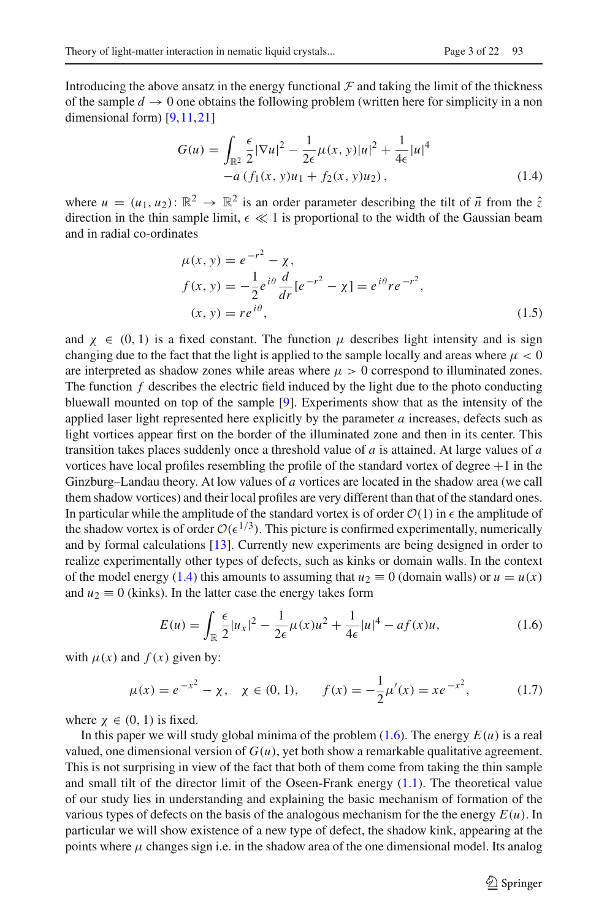Introducing the above ansatz in the energy functional $\mathcal{F}$ and taking the limit of the thickness of the sample $d \to 0$ one obtains the following problem (written here for simplicity in a non dimensional form) [9,11,21]

$$
\begin{aligned}
G(u) = \int_{\mathbb{R}^2} & \frac{\epsilon}{2}|\nabla u|^2 - \frac{1}{2\epsilon}\mu(x,y)|u|^2 + \frac{1}{4\epsilon}|u|^4 \\
& -a\left(f_1(x,y)u_1 + f_2(x,y)u_2\right),
\end{aligned}
\tag{1.4}
$$

where $u = (u_1, u_2)\colon \mathbb{R}^2 \to \mathbb{R}^2$ is an order parameter describing the tilt of $\vec{n}$ from the $\hat{z}$ direction in the thin sample limit, $\epsilon \ll 1$ is proportional to the width of the Gaussian beam and in radial co-ordinates

$$
\begin{aligned}
\mu(x,y) &= e^{-r^2} - \chi, \\
f(x,y) &= -\frac{1}{2}e^{i\theta}\frac{d}{dr}[e^{-r^2} - \chi] = e^{i\theta} r e^{-r^2}, \\
(x,y) &= re^{i\theta},
\end{aligned}
\tag{1.5}
$$

and $\chi \in (0,1)$ is a fixed constant. The function $\mu$ describes light intensity and is sign changing due to the fact that the light is applied to the sample locally and areas where $\mu < 0$ are interpreted as shadow zones while areas where $\mu > 0$ correspond to illuminated zones. The function $f$ describes the electric field induced by the light due to the photo conducting bluewall mounted on top of the sample [9]. Experiments show that as the intensity of the applied laser light represented here explicitly by the parameter $a$ increases, defects such as light vortices appear first on the border of the illuminated zone and then in its center. This transition takes places suddenly once a threshold value of $a$ is attained. At large values of $a$ vortices have local profiles resembling the profile of the standard vortex of degree $+1$ in the Ginzburg–Landau theory. At low values of $a$ vortices are located in the shadow area (we call them shadow vortices) and their local profiles are very different than that of the standard ones. In particular while the amplitude of the standard vortex is of order $\mathcal{O}(1)$ in $\epsilon$ the amplitude of the shadow vortex is of order $\mathcal{O}(\epsilon^{1/3})$. This picture is confirmed experimentally, numerically and by formal calculations [13]. Currently new experiments are being designed in order to realize experimentally other types of defects, such as kinks or domain walls. In the context of the model energy (1.4) this amounts to assuming that $u_2 \equiv 0$ (domain walls) or $u = u(x)$ and $u_2 \equiv 0$ (kinks). In the latter case the energy takes form

$$
E(u) = \int_{\mathbb{R}} \frac{\epsilon}{2}|u_x|^2 - \frac{1}{2\epsilon}\mu(x)u^2 + \frac{1}{4\epsilon}|u|^4 - af(x)u,
\tag{1.6}
$$

with $\mu(x)$ and $f(x)$ given by:

$$
\mu(x) = e^{-x^2} - \chi, \quad \chi \in (0,1), \qquad f(x) = -\frac{1}{2}\mu'(x) = xe^{-x^2},
\tag{1.7}
$$

where $\chi \in (0,1)$ is fixed.

In this paper we will study global minima of the problem (1.6). The energy $E(u)$ is a real valued, one dimensional version of $G(u)$, yet both show a remarkable qualitative agreement. This is not surprising in view of the fact that both of them come from taking the thin sample and small tilt of the director limit of the Oseen-Frank energy (1.1). The theoretical value of our study lies in understanding and explaining the basic mechanism of formation of the various types of defects on the basis of the analogous mechanism for the the energy $E(u)$. In particular we will show existence of a new type of defect, the shadow kink, appearing at the points where $\mu$ changes sign i.e. in the shadow area of the one dimensional model. Its analog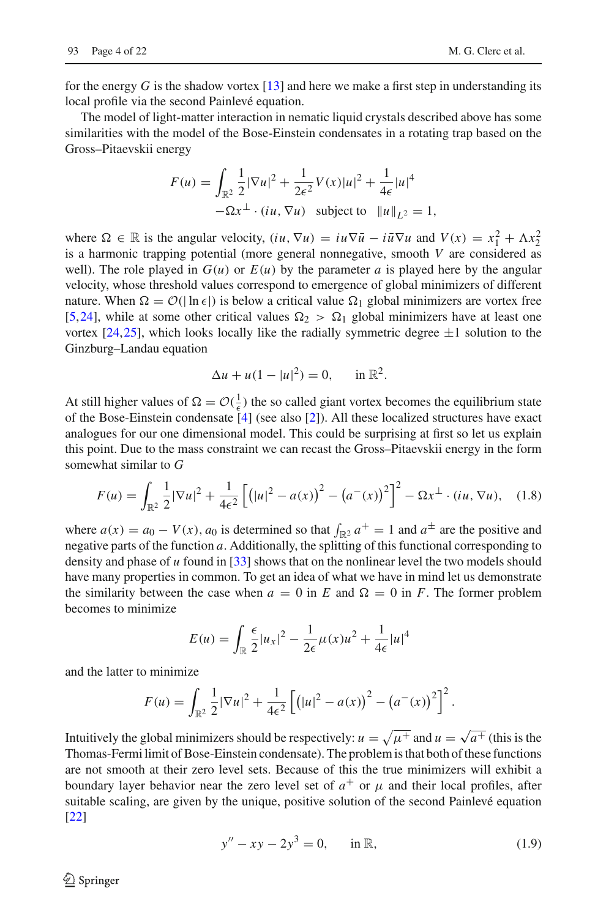for the energy $G$ is the shadow vortex [13] and here we make a first step in understanding its local profile via the second Painlevé equation.

The model of light-matter interaction in nematic liquid crystals described above has some similarities with the model of the Bose-Einstein condensates in a rotating trap based on the Gross–Pitaevskii energy

$$F(u) = \int_{\mathbb{R}^2} \frac{1}{2}|\nabla u|^2 + \frac{1}{2\epsilon^2}V(x)|u|^2 + \frac{1}{4\epsilon}|u|^4$$
$$-\Omega x^{\perp} \cdot (iu, \nabla u) \quad \text{subject to} \quad \|u\|_{L^2} = 1,$$

where $\Omega \in \mathbb{R}$ is the angular velocity, $(iu, \nabla u) = iu\nabla\bar{u} - i\bar{u}\nabla u$ and $V(x) = x_1^2 + \Lambda x_2^2$ is a harmonic trapping potential (more general nonnegative, smooth $V$ are considered as well). The role played in $G(u)$ or $E(u)$ by the parameter $a$ is played here by the angular velocity, whose threshold values correspond to emergence of global minimizers of different nature. When $\Omega = \mathcal{O}(|\ln\epsilon|)$ is below a critical value $\Omega_1$ global minimizers are vortex free [5,24], while at some other critical values $\Omega_2 > \Omega_1$ global minimizers have at least one vortex [24,25], which looks locally like the radially symmetric degree $\pm 1$ solution to the Ginzburg–Landau equation

$$\Delta u + u(1 - |u|^2) = 0, \qquad \text{in } \mathbb{R}^2.$$

At still higher values of $\Omega = \mathcal{O}(\frac{1}{\epsilon})$ the so called giant vortex becomes the equilibrium state of the Bose-Einstein condensate [4] (see also [2]). All these localized structures have exact analogues for our one dimensional model. This could be surprising at first so let us explain this point. Due to the mass constraint we can recast the Gross–Pitaevskii energy in the form somewhat similar to $G$

$$F(u) = \int_{\mathbb{R}^2} \frac{1}{2}|\nabla u|^2 + \frac{1}{4\epsilon^2}\left[\left(|u|^2 - a(x)\right)^2 - \left(a^-(x)\right)^2\right]^2 - \Omega x^{\perp} \cdot (iu, \nabla u), \quad (1.8)$$

where $a(x) = a_0 - V(x)$, $a_0$ is determined so that $\int_{\mathbb{R}^2} a^+ = 1$ and $a^{\pm}$ are the positive and negative parts of the function $a$. Additionally, the splitting of this functional corresponding to density and phase of $u$ found in [33] shows that on the nonlinear level the two models should have many properties in common. To get an idea of what we have in mind let us demonstrate the similarity between the case when $a = 0$ in $E$ and $\Omega = 0$ in $F$. The former problem becomes to minimize

$$E(u) = \int_{\mathbb{R}} \frac{\epsilon}{2}|u_x|^2 - \frac{1}{2\epsilon}\mu(x)u^2 + \frac{1}{4\epsilon}|u|^4$$

and the latter to minimize

$$F(u) = \int_{\mathbb{R}^2} \frac{1}{2}|\nabla u|^2 + \frac{1}{4\epsilon^2}\left[\left(|u|^2 - a(x)\right)^2 - \left(a^-(x)\right)^2\right]^2.$$

Intuitively the global minimizers should be respectively: $u = \sqrt{\mu^+}$ and $u = \sqrt{a^+}$ (this is the Thomas-Fermi limit of Bose-Einstein condensate). The problem is that both of these functions are not smooth at their zero level sets. Because of this the true minimizers will exhibit a boundary layer behavior near the zero level set of $a^+$ or $\mu$ and their local profiles, after suitable scaling, are given by the unique, positive solution of the second Painlevé equation [22]

$$y'' - xy - 2y^3 = 0, \qquad \text{in } \mathbb{R}, \quad (1.9)$$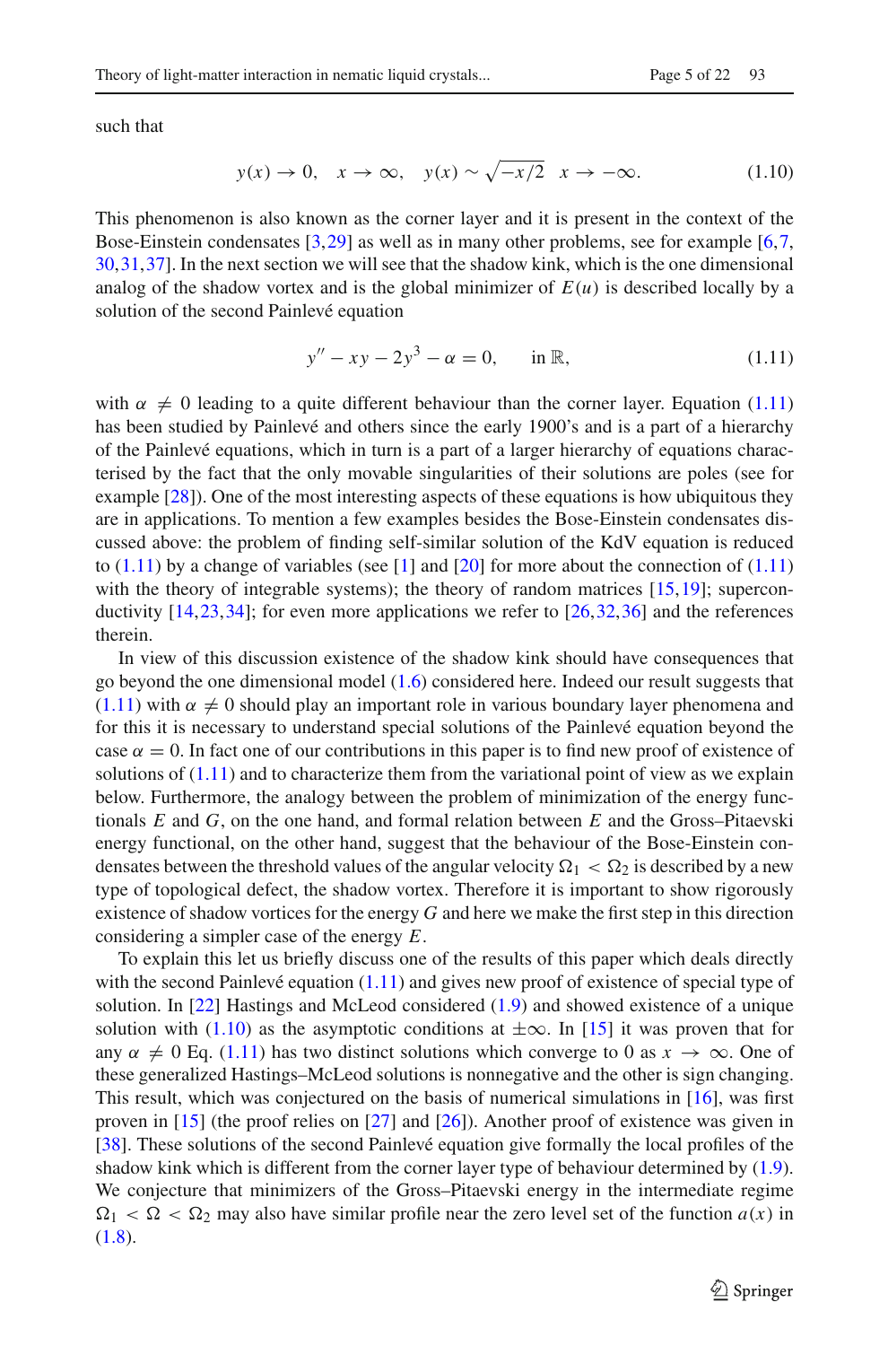such that

$$y(x) \to 0, \quad x \to \infty, \quad y(x) \sim \sqrt{-x/2} \quad x \to -\infty. \tag{1.10}$$

This phenomenon is also known as the corner layer and it is present in the context of the Bose-Einstein condensates [3,29] as well as in many other problems, see for example [6,7, 30,31,37]. In the next section we will see that the shadow kink, which is the one dimensional analog of the shadow vortex and is the global minimizer of $E(u)$ is described locally by a solution of the second Painlevé equation

$$y'' - xy - 2y^3 - \alpha = 0, \qquad \text{in } \mathbb{R}, \tag{1.11}$$

with $\alpha \neq 0$ leading to a quite different behaviour than the corner layer. Equation (1.11) has been studied by Painlevé and others since the early 1900's and is a part of a hierarchy of the Painlevé equations, which in turn is a part of a larger hierarchy of equations characterised by the fact that the only movable singularities of their solutions are poles (see for example [28]). One of the most interesting aspects of these equations is how ubiquitous they are in applications. To mention a few examples besides the Bose-Einstein condensates discussed above: the problem of finding self-similar solution of the KdV equation is reduced to (1.11) by a change of variables (see [1] and [20] for more about the connection of (1.11) with the theory of integrable systems); the theory of random matrices [15,19]; superconductivity [14,23,34]; for even more applications we refer to [26,32,36] and the references therein.

In view of this discussion existence of the shadow kink should have consequences that go beyond the one dimensional model (1.6) considered here. Indeed our result suggests that (1.11) with $\alpha \neq 0$ should play an important role in various boundary layer phenomena and for this it is necessary to understand special solutions of the Painlevé equation beyond the case $\alpha = 0$. In fact one of our contributions in this paper is to find new proof of existence of solutions of (1.11) and to characterize them from the variational point of view as we explain below. Furthermore, the analogy between the problem of minimization of the energy functionals $E$ and $G$, on the one hand, and formal relation between $E$ and the Gross–Pitaevski energy functional, on the other hand, suggest that the behaviour of the Bose-Einstein condensates between the threshold values of the angular velocity $\Omega_1 < \Omega_2$ is described by a new type of topological defect, the shadow vortex. Therefore it is important to show rigorously existence of shadow vortices for the energy $G$ and here we make the first step in this direction considering a simpler case of the energy $E$.

To explain this let us briefly discuss one of the results of this paper which deals directly with the second Painlevé equation (1.11) and gives new proof of existence of special type of solution. In [22] Hastings and McLeod considered (1.9) and showed existence of a unique solution with (1.10) as the asymptotic conditions at $\pm\infty$. In [15] it was proven that for any $\alpha \neq 0$ Eq. (1.11) has two distinct solutions which converge to 0 as $x \to \infty$. One of these generalized Hastings–McLeod solutions is nonnegative and the other is sign changing. This result, which was conjectured on the basis of numerical simulations in [16], was first proven in [15] (the proof relies on [27] and [26]). Another proof of existence was given in [38]. These solutions of the second Painlevé equation give formally the local profiles of the shadow kink which is different from the corner layer type of behaviour determined by (1.9). We conjecture that minimizers of the Gross–Pitaevski energy in the intermediate regime $\Omega_1 < \Omega < \Omega_2$ may also have similar profile near the zero level set of the function $a(x)$ in (1.8).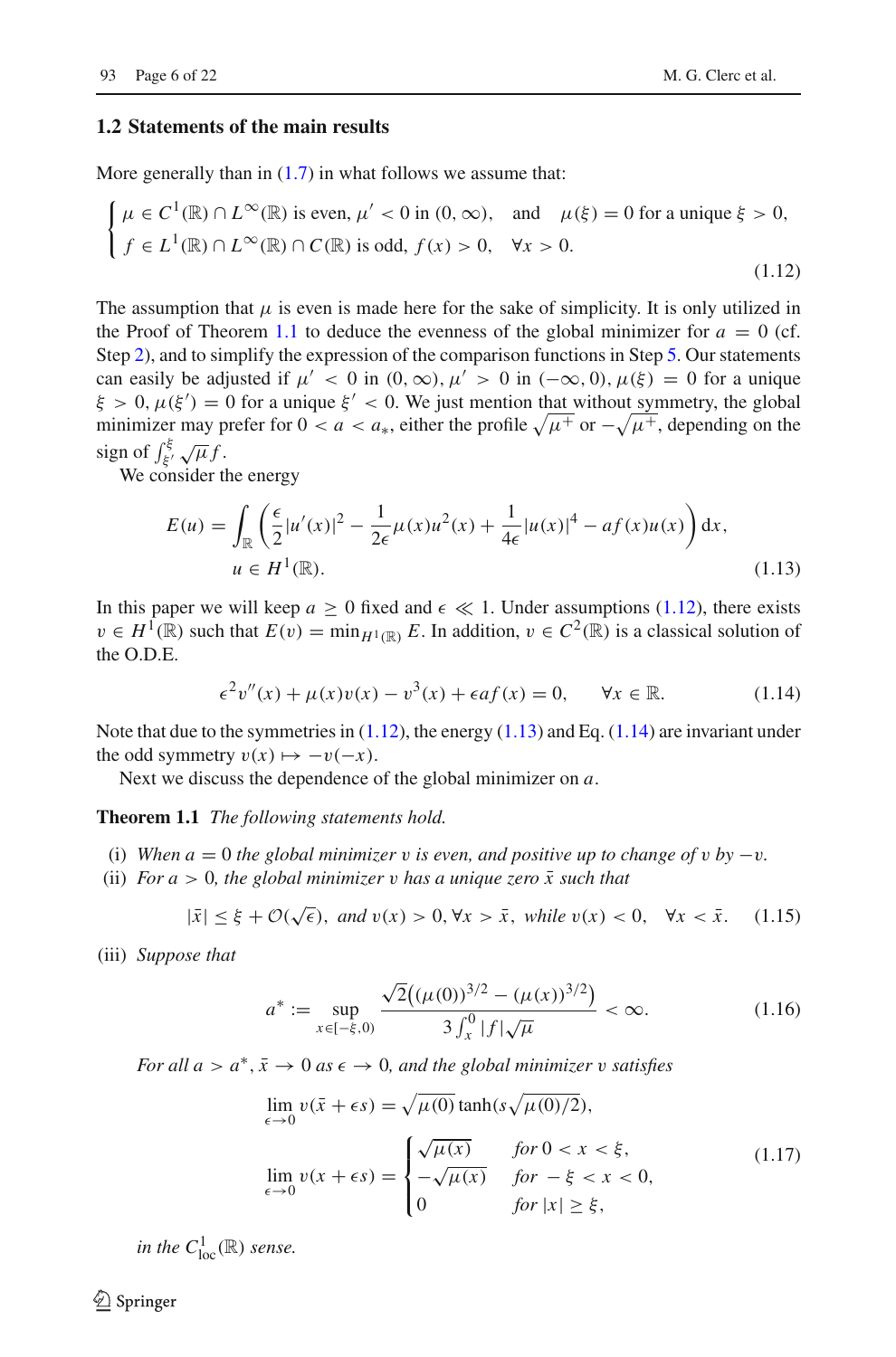### 1.2 Statements of the main results

More generally than in (1.7) in what follows we assume that:

$$
\begin{cases} \mu \in C^1(\mathbb{R}) \cap L^\infty(\mathbb{R}) \text{ is even, } \mu' < 0 \text{ in } (0,\infty), \quad \text{and} \quad \mu(\xi) = 0 \text{ for a unique } \xi > 0, \\ f \in L^1(\mathbb{R}) \cap L^\infty(\mathbb{R}) \cap C(\mathbb{R}) \text{ is odd, } f(x) > 0, \quad \forall x > 0. \end{cases} \tag{1.12}
$$

The assumption that $\mu$ is even is made here for the sake of simplicity. It is only utilized in the Proof of Theorem 1.1 to deduce the evenness of the global minimizer for $a = 0$ (cf. Step 2), and to simplify the expression of the comparison functions in Step 5. Our statements can easily be adjusted if $\mu' < 0$ in $(0,\infty)$, $\mu' > 0$ in $(-\infty, 0)$, $\mu(\xi) = 0$ for a unique $\xi > 0$, $\mu(\xi') = 0$ for a unique $\xi' < 0$. We just mention that without symmetry, the global minimizer may prefer for $0 < a < a_*$, either the profile $\sqrt{\mu^+}$ or $-\sqrt{\mu^+}$, depending on the sign of $\int_{\xi'}^{\xi} \sqrt{\mu} f$.

We consider the energy

$$
E(u) = \int_{\mathbb{R}} \left( \frac{\epsilon}{2}|u'(x)|^2 - \frac{1}{2\epsilon}\mu(x)u^2(x) + \frac{1}{4\epsilon}|u(x)|^4 - af(x)u(x) \right) \mathrm{d}x, \\ u \in H^1(\mathbb{R}). \tag{1.13}
$$

In this paper we will keep $a \geq 0$ fixed and $\epsilon \ll 1$. Under assumptions (1.12), there exists $v \in H^1(\mathbb{R})$ such that $E(v) = \min_{H^1(\mathbb{R})} E$. In addition, $v \in C^2(\mathbb{R})$ is a classical solution of the O.D.E.

$$
\epsilon^2 v''(x) + \mu(x)v(x) - v^3(x) + \epsilon a f(x) = 0, \qquad \forall x \in \mathbb{R}. \tag{1.14}
$$

Note that due to the symmetries in (1.12), the energy (1.13) and Eq. (1.14) are invariant under the odd symmetry $v(x) \mapsto -v(-x)$.

Next we discuss the dependence of the global minimizer on $a$.

**Theorem 1.1** *The following statements hold.*

(i) *When $a = 0$ the global minimizer $v$ is even, and positive up to change of $v$ by $-v$.*
(ii) *For $a > 0$, the global minimizer $v$ has a unique zero $\bar{x}$ such that*

$$
|\bar{x}| \leq \xi + \mathcal{O}(\sqrt{\epsilon}), \text{ and } v(x) > 0, \forall x > \bar{x}, \text{ while } v(x) < 0, \quad \forall x < \bar{x}. \tag{1.15}
$$

(iii) *Suppose that*

$$
a^* := \sup_{x \in [-\xi, 0)} \frac{\sqrt{2}\left((\mu(0))^{3/2} - (\mu(x))^{3/2}\right)}{3\int_x^0 |f|\sqrt{\mu}} < \infty. \tag{1.16}
$$

*For all $a > a^*$, $\bar{x} \to 0$ as $\epsilon \to 0$, and the global minimizer $v$ satisfies*

$$
\lim_{\epsilon \to 0} v(\bar{x} + \epsilon s) = \sqrt{\mu(0)} \tanh(s\sqrt{\mu(0)/2}),
$$

$$
\lim_{\epsilon \to 0} v(x + \epsilon s) = \begin{cases} \sqrt{\mu(x)} & \text{for } 0 < x < \xi, \\ -\sqrt{\mu(x)} & \text{for } -\xi < x < 0, \\ 0 & \text{for } |x| \geq \xi, \end{cases} \tag{1.17}
$$

*in the $C^1_{\mathrm{loc}}(\mathbb{R})$ sense.*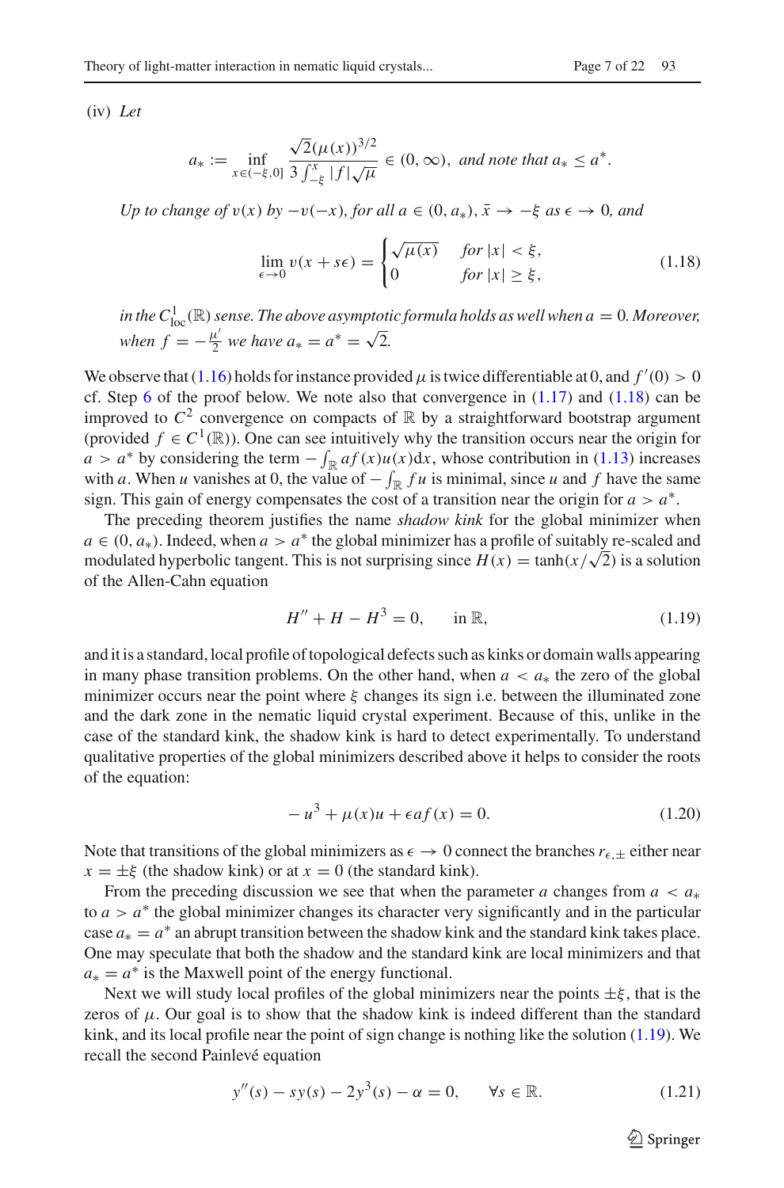(iv) *Let*

$$a_* := \inf_{x\in(-\xi,0]} \frac{\sqrt{2}(\mu(x))^{3/2}}{3\int_{-\xi}^{x}|f|\sqrt{\mu}} \in (0,\infty), \text{ and note that } a_* \le a^*.$$

*Up to change of $v(x)$ by $-v(-x)$, for all $a \in (0, a_*)$, $\bar{x} \to -\xi$ as $\epsilon \to 0$, and*

$$\lim_{\epsilon\to 0} v(x+s\epsilon) = \begin{cases} \sqrt{\mu(x)} & \text{for } |x| < \xi, \\ 0 & \text{for } |x| \ge \xi, \end{cases} \tag{1.18}$$

*in the $C^1_{loc}(\mathbb{R})$ sense. The above asymptotic formula holds as well when $a = 0$. Moreover, when $f = -\frac{\mu'}{2}$ we have $a_* = a^* = \sqrt{2}$.*

We observe that (1.16) holds for instance provided $\mu$ is twice differentiable at 0, and $f'(0) > 0$ cf. Step 6 of the proof below. We note also that convergence in (1.17) and (1.18) can be improved to $C^2$ convergence on compacts of $\mathbb{R}$ by a straightforward bootstrap argument (provided $f \in C^1(\mathbb{R})$). One can see intuitively why the transition occurs near the origin for $a > a^*$ by considering the term $-\int_{\mathbb{R}} af(x)u(x)\mathrm{d}x$, whose contribution in (1.13) increases with $a$. When $u$ vanishes at 0, the value of $-\int_{\mathbb{R}} fu$ is minimal, since $u$ and $f$ have the same sign. This gain of energy compensates the cost of a transition near the origin for $a > a^*$.

The preceding theorem justifies the name *shadow kink* for the global minimizer when $a \in (0, a_*)$. Indeed, when $a > a^*$ the global minimizer has a profile of suitably re-scaled and modulated hyperbolic tangent. This is not surprising since $H(x) = \tanh(x/\sqrt{2})$ is a solution of the Allen-Cahn equation

$$H'' + H - H^3 = 0, \qquad \text{in } \mathbb{R}, \tag{1.19}$$

and it is a standard, local profile of topological defects such as kinks or domain walls appearing in many phase transition problems. On the other hand, when $a < a_*$ the zero of the global minimizer occurs near the point where $\xi$ changes its sign i.e. between the illuminated zone and the dark zone in the nematic liquid crystal experiment. Because of this, unlike in the case of the standard kink, the shadow kink is hard to detect experimentally. To understand qualitative properties of the global minimizers described above it helps to consider the roots of the equation:

$$-u^3 + \mu(x)u + \epsilon af(x) = 0. \tag{1.20}$$

Note that transitions of the global minimizers as $\epsilon \to 0$ connect the branches $r_{\epsilon,\pm}$ either near $x = \pm\xi$ (the shadow kink) or at $x = 0$ (the standard kink).

From the preceding discussion we see that when the parameter $a$ changes from $a < a_*$ to $a > a^*$ the global minimizer changes its character very significantly and in the particular case $a_* = a^*$ an abrupt transition between the shadow kink and the standard kink takes place. One may speculate that both the shadow and the standard kink are local minimizers and that $a_* = a^*$ is the Maxwell point of the energy functional.

Next we will study local profiles of the global minimizers near the points $\pm\xi$, that is the zeros of $\mu$. Our goal is to show that the shadow kink is indeed different than the standard kink, and its local profile near the point of sign change is nothing like the solution (1.19). We recall the second Painlevé equation

$$y''(s) - sy(s) - 2y^3(s) - \alpha = 0, \qquad \forall s \in \mathbb{R}. \tag{1.21}$$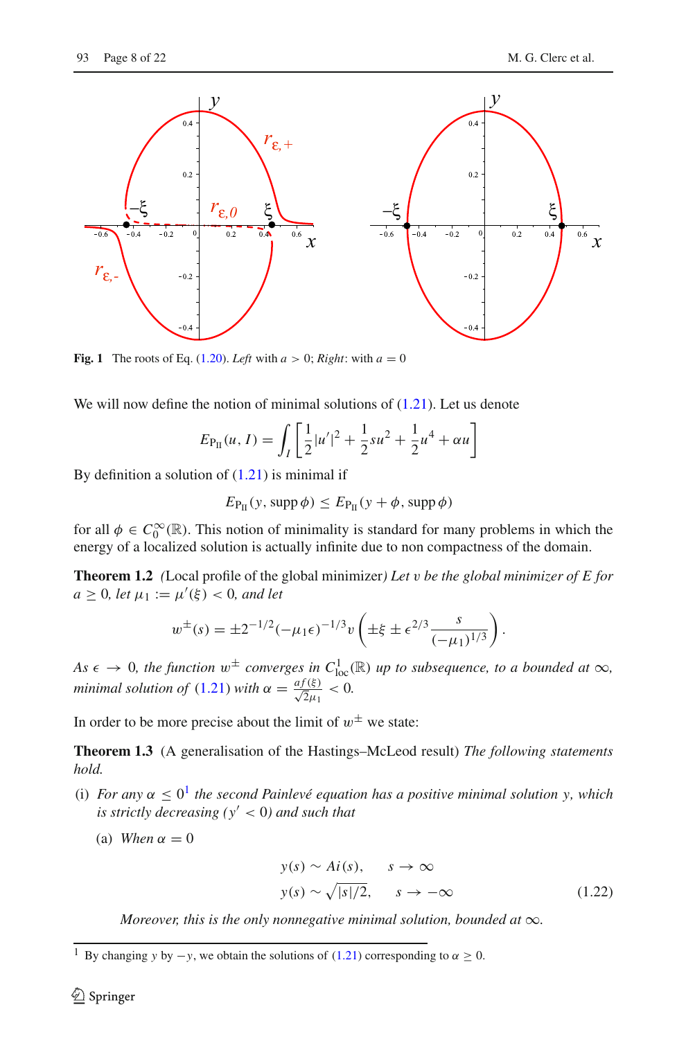Fig. 1 The roots of Eq. (1.20). *Left* with $a > 0$; *Right*: with $a = 0$

We will now define the notion of minimal solutions of (1.21). Let us denote

$$E_{P_{II}}(u, I) = \int_I \left[\frac{1}{2}|u'|^2 + \frac{1}{2}su^2 + \frac{1}{2}u^4 + \alpha u\right]$$

By definition a solution of (1.21) is minimal if

$$E_{P_{II}}(y, \operatorname{supp}\phi) \leq E_{P_{II}}(y + \phi, \operatorname{supp}\phi)$$

for all $\phi \in C_0^\infty(\mathbb{R})$. This notion of minimality is standard for many problems in which the energy of a localized solution is actually infinite due to non compactness of the domain.

**Theorem 1.2** *(*Local profile of the global minimizer*) Let $v$ be the global minimizer of $E$ for $a \geq 0$, let $\mu_1 := \mu'(\xi) < 0$, and let*

$$w^{\pm}(s) = \pm 2^{-1/2}(-\mu_1\epsilon)^{-1/3} v\left(\pm\xi \pm \epsilon^{2/3}\frac{s}{(-\mu_1)^{1/3}}\right).$$

*As $\epsilon \to 0$, the function $w^{\pm}$ converges in $C^1_{\text{loc}}(\mathbb{R})$ up to subsequence, to a bounded at $\infty$, minimal solution of* (1.21) *with $\alpha = \frac{af(\xi)}{\sqrt{2}\mu_1} < 0$.*

In order to be more precise about the limit of $w^{\pm}$ we state:

**Theorem 1.3** (A generalisation of the Hastings–McLeod result) *The following statements hold.*

(i) *For any $\alpha \leq 0$*[1] *the second Painlevé equation has a positive minimal solution $y$, which is strictly decreasing ($y' < 0$) and such that*

   (a) *When $\alpha = 0$*

$$\begin{aligned} y(s) &\sim Ai(s), \quad s \to \infty \\ y(s) &\sim \sqrt{|s|/2}, \quad s \to -\infty \end{aligned} \tag{1.22}$$

   *Moreover, this is the only nonnegative minimal solution, bounded at $\infty$.*

[1] By changing $y$ by $-y$, we obtain the solutions of (1.21) corresponding to $\alpha \geq 0$.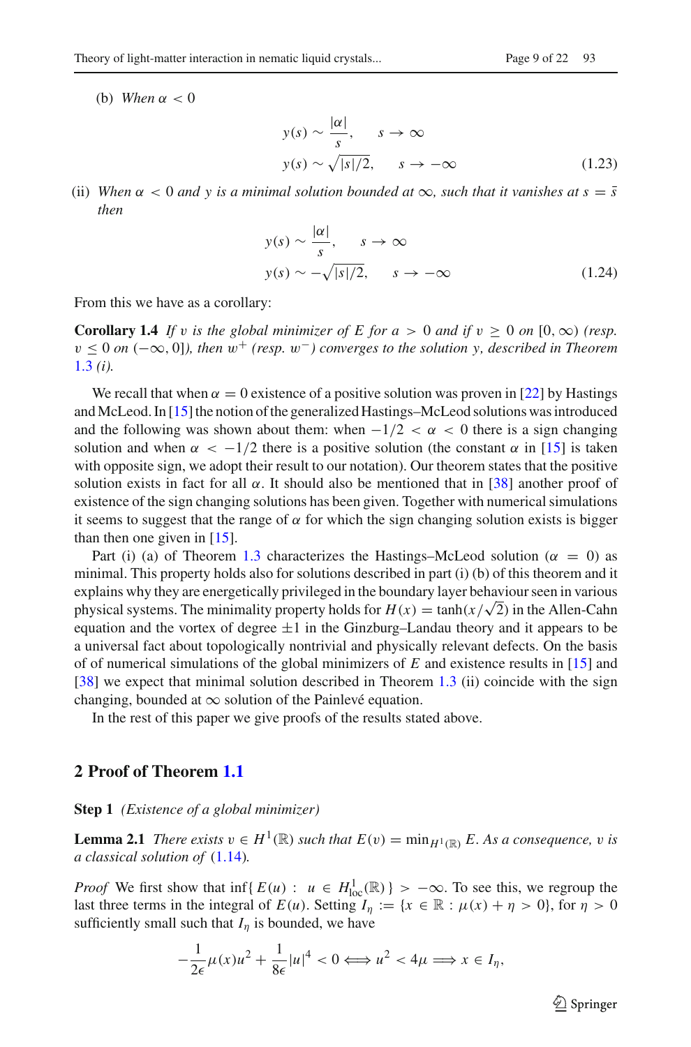(b) *When* $\alpha < 0$

$$
\begin{aligned}
y(s) &\sim \frac{|\alpha|}{s}, \qquad s \to \infty \\
y(s) &\sim \sqrt{|s|/2}, \qquad s \to -\infty
\end{aligned} \tag{1.23}
$$

(ii) *When* $\alpha < 0$ *and* $y$ *is a minimal solution bounded at* $\infty$*, such that it vanishes at* $s = \bar{s}$ *then*

$$
\begin{aligned}
y(s) &\sim \frac{|\alpha|}{s}, \qquad s \to \infty \\
y(s) &\sim -\sqrt{|s|/2}, \qquad s \to -\infty
\end{aligned} \tag{1.24}
$$

From this we have as a corollary:

**Corollary 1.4** *If* $v$ *is the global minimizer of* $E$ *for* $a > 0$ *and if* $v \geq 0$ *on* $[0, \infty)$ *(resp.* $v \leq 0$ *on* $(-\infty, 0]$*), then* $w^+$ *(resp.* $w^-$*) converges to the solution* $y$*, described in Theorem 1.3 (i).*

We recall that when $\alpha = 0$ existence of a positive solution was proven in [22] by Hastings and McLeod. In [15] the notion of the generalized Hastings–McLeod solutions was introduced and the following was shown about them: when $-1/2 < \alpha < 0$ there is a sign changing solution and when $\alpha < -1/2$ there is a positive solution (the constant $\alpha$ in [15] is taken with opposite sign, we adopt their result to our notation). Our theorem states that the positive solution exists in fact for all $\alpha$. It should also be mentioned that in [38] another proof of existence of the sign changing solutions has been given. Together with numerical simulations it seems to suggest that the range of $\alpha$ for which the sign changing solution exists is bigger than then one given in [15].

Part (i) (a) of Theorem 1.3 characterizes the Hastings–McLeod solution ($\alpha = 0$) as minimal. This property holds also for solutions described in part (i) (b) of this theorem and it explains why they are energetically privileged in the boundary layer behaviour seen in various physical systems. The minimality property holds for $H(x) = \tanh(x/\sqrt{2})$ in the Allen-Cahn equation and the vortex of degree $\pm 1$ in the Ginzburg–Landau theory and it appears to be a universal fact about topologically nontrivial and physically relevant defects. On the basis of of numerical simulations of the global minimizers of $E$ and existence results in [15] and [38] we expect that minimal solution described in Theorem 1.3 (ii) coincide with the sign changing, bounded at $\infty$ solution of the Painlevé equation.

In the rest of this paper we give proofs of the results stated above.

## 2 Proof of Theorem 1.1

**Step 1** *(Existence of a global minimizer)*

**Lemma 2.1** *There exists* $v \in H^1(\mathbb{R})$ *such that* $E(v) = \min_{H^1(\mathbb{R})} E$*. As a consequence,* $v$ *is a classical solution of* (1.14)*.*

*Proof* We first show that $\inf\{ E(u) : u \in H^1_{\text{loc}}(\mathbb{R}) \} > -\infty$. To see this, we regroup the last three terms in the integral of $E(u)$. Setting $I_\eta := \{x \in \mathbb{R} : \mu(x) + \eta > 0\}$, for $\eta > 0$ sufficiently small such that $I_\eta$ is bounded, we have

$$
-\frac{1}{2\epsilon}\mu(x)u^2 + \frac{1}{8\epsilon}|u|^4 < 0 \Longleftrightarrow u^2 < 4\mu \Longrightarrow x \in I_\eta,
$$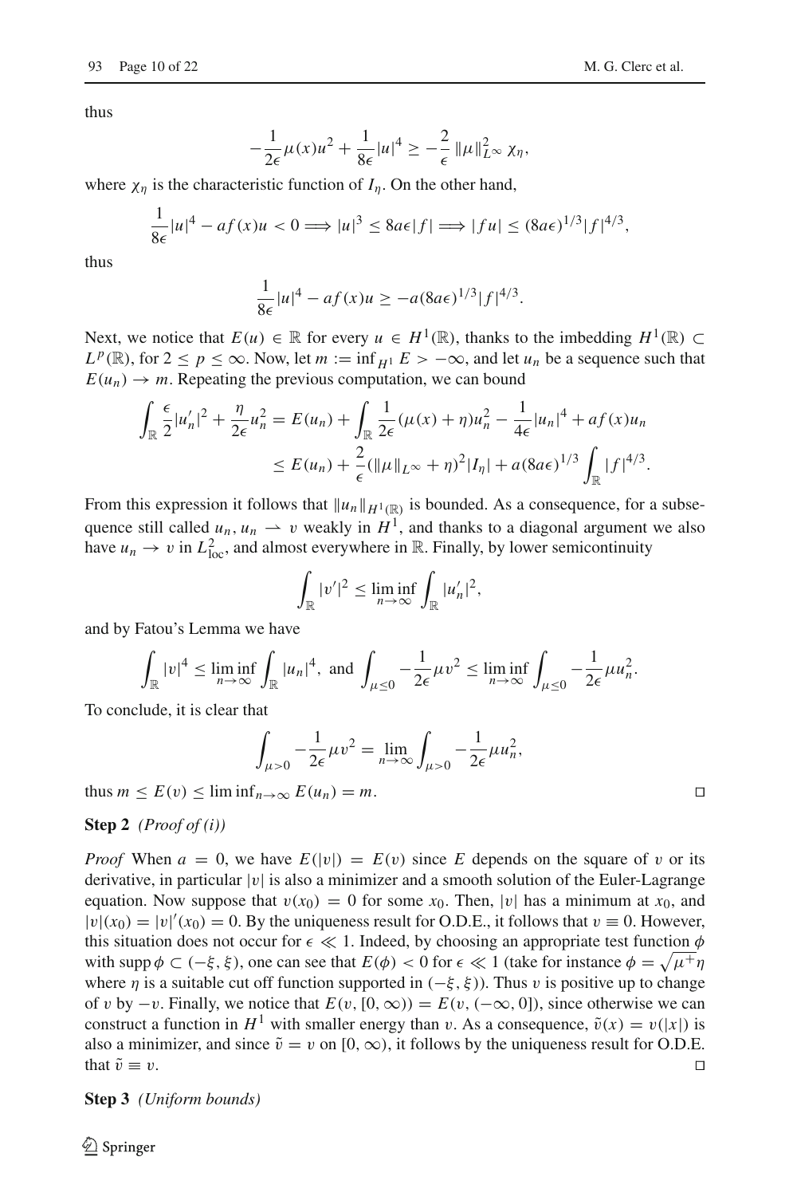thus

$$-\frac{1}{2\epsilon}\mu(x)u^2 + \frac{1}{8\epsilon}|u|^4 \geq -\frac{2}{\epsilon}\,\|\mu\|_{L^\infty}^2\,\chi_\eta,$$

where $\chi_\eta$ is the characteristic function of $I_\eta$. On the other hand,

$$\frac{1}{8\epsilon}|u|^4 - af(x)u < 0 \Longrightarrow |u|^3 \leq 8a\epsilon|f| \Longrightarrow |fu| \leq (8a\epsilon)^{1/3}|f|^{4/3},$$

thus

$$\frac{1}{8\epsilon}|u|^4 - af(x)u \geq -a(8a\epsilon)^{1/3}|f|^{4/3}.$$

Next, we notice that $E(u) \in \mathbb{R}$ for every $u \in H^1(\mathbb{R})$, thanks to the imbedding $H^1(\mathbb{R}) \subset L^p(\mathbb{R})$, for $2 \leq p \leq \infty$. Now, let $m := \inf_{H^1} E > -\infty$, and let $u_n$ be a sequence such that $E(u_n) \to m$. Repeating the previous computation, we can bound

$$\begin{aligned}\int_{\mathbb{R}} \frac{\epsilon}{2}|u_n'|^2 + \frac{\eta}{2\epsilon}u_n^2 &= E(u_n) + \int_{\mathbb{R}} \frac{1}{2\epsilon}(\mu(x)+\eta)u_n^2 - \frac{1}{4\epsilon}|u_n|^4 + af(x)u_n \\ &\leq E(u_n) + \frac{2}{\epsilon}(\|\mu\|_{L^\infty}+\eta)^2|I_\eta| + a(8a\epsilon)^{1/3}\int_{\mathbb{R}}|f|^{4/3}.\end{aligned}$$

From this expression it follows that $\|u_n\|_{H^1(\mathbb{R})}$ is bounded. As a consequence, for a subsequence still called $u_n$, $u_n \rightharpoonup v$ weakly in $H^1$, and thanks to a diagonal argument we also have $u_n \to v$ in $L^2_{\text{loc}}$, and almost everywhere in $\mathbb{R}$. Finally, by lower semicontinuity

$$\int_{\mathbb{R}} |v'|^2 \leq \liminf_{n\to\infty} \int_{\mathbb{R}} |u_n'|^2,$$

and by Fatou's Lemma we have

$$\int_{\mathbb{R}} |v|^4 \leq \liminf_{n\to\infty} \int_{\mathbb{R}} |u_n|^4, \text{ and } \int_{\mu\leq 0} -\frac{1}{2\epsilon}\mu v^2 \leq \liminf_{n\to\infty} \int_{\mu\leq 0} -\frac{1}{2\epsilon}\mu u_n^2.$$

To conclude, it is clear that

$$\int_{\mu>0} -\frac{1}{2\epsilon}\mu v^2 = \lim_{n\to\infty} \int_{\mu>0} -\frac{1}{2\epsilon}\mu u_n^2,$$

thus $m \leq E(v) \leq \liminf_{n\to\infty} E(u_n) = m$. □

**Step 2** *(Proof of (i))*

*Proof* When $a = 0$, we have $E(|v|) = E(v)$ since $E$ depends on the square of $v$ or its derivative, in particular $|v|$ is also a minimizer and a smooth solution of the Euler-Lagrange equation. Now suppose that $v(x_0) = 0$ for some $x_0$. Then, $|v|$ has a minimum at $x_0$, and $|v|(x_0) = |v|'(x_0) = 0$. By the uniqueness result for O.D.E., it follows that $v \equiv 0$. However, this situation does not occur for $\epsilon \ll 1$. Indeed, by choosing an appropriate test function $\phi$ with $\operatorname{supp}\phi \subset (-\xi, \xi)$, one can see that $E(\phi) < 0$ for $\epsilon \ll 1$ (take for instance $\phi = \sqrt{\mu^+}\eta$ where $\eta$ is a suitable cut off function supported in $(-\xi, \xi)$). Thus $v$ is positive up to change of $v$ by $-v$. Finally, we notice that $E(v, [0, \infty)) = E(v, (-\infty, 0])$, since otherwise we can construct a function in $H^1$ with smaller energy than $v$. As a consequence, $\tilde{v}(x) = v(|x|)$ is also a minimizer, and since $\tilde{v} = v$ on $[0, \infty)$, it follows by the uniqueness result for O.D.E. that $\tilde{v} \equiv v$. □

**Step 3** *(Uniform bounds)*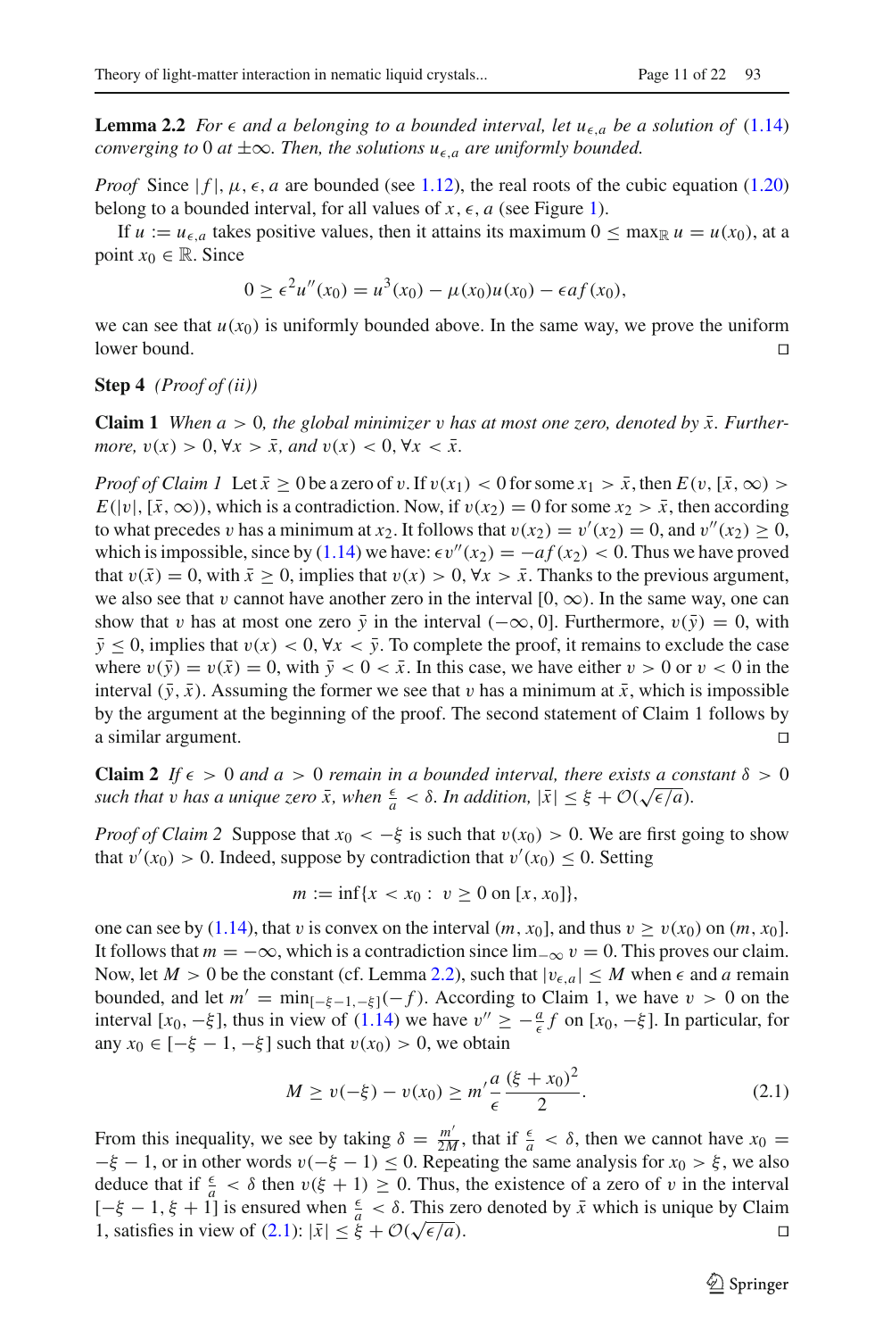**Lemma 2.2** *For $\epsilon$ and $a$ belonging to a bounded interval, let $u_{\epsilon,a}$ be a solution of (1.14) converging to 0 at $\pm\infty$. Then, the solutions $u_{\epsilon,a}$ are uniformly bounded.*

*Proof* Since $|f|$, $\mu$, $\epsilon$, $a$ are bounded (see 1.12), the real roots of the cubic equation (1.20) belong to a bounded interval, for all values of $x$, $\epsilon$, $a$ (see Figure 1).

If $u := u_{\epsilon,a}$ takes positive values, then it attains its maximum $0 \leq \max_{\mathbb{R}} u = u(x_0)$, at a point $x_0 \in \mathbb{R}$. Since

$$0 \geq \epsilon^2 u''(x_0) = u^3(x_0) - \mu(x_0)u(x_0) - \epsilon a f(x_0),$$

we can see that $u(x_0)$ is uniformly bounded above. In the same way, we prove the uniform lower bound. □

**Step 4** *(Proof of (ii))*

**Claim 1** *When $a > 0$, the global minimizer $v$ has at most one zero, denoted by $\bar{x}$. Furthermore, $v(x) > 0, \forall x > \bar{x}$, and $v(x) < 0, \forall x < \bar{x}$.*

*Proof of Claim 1* Let $\bar{x} \geq 0$ be a zero of $v$. If $v(x_1) < 0$ for some $x_1 > \bar{x}$, then $E(v, [\bar{x}, \infty)) > E(|v|, [\bar{x}, \infty))$, which is a contradiction. Now, if $v(x_2) = 0$ for some $x_2 > \bar{x}$, then according to what precedes $v$ has a minimum at $x_2$. It follows that $v(x_2) = v'(x_2) = 0$, and $v''(x_2) \geq 0$, which is impossible, since by (1.14) we have: $\epsilon v''(x_2) = -af(x_2) < 0$. Thus we have proved that $v(\bar{x}) = 0$, with $\bar{x} \geq 0$, implies that $v(x) > 0, \forall x > \bar{x}$. Thanks to the previous argument, we also see that $v$ cannot have another zero in the interval $[0, \infty)$. In the same way, one can show that $v$ has at most one zero $\bar{y}$ in the interval $(-\infty, 0]$. Furthermore, $v(\bar{y}) = 0$, with $\bar{y} \leq 0$, implies that $v(x) < 0, \forall x < \bar{y}$. To complete the proof, it remains to exclude the case where $v(\bar{y}) = v(\bar{x}) = 0$, with $\bar{y} < 0 < \bar{x}$. In this case, we have either $v > 0$ or $v < 0$ in the interval $(\bar{y}, \bar{x})$. Assuming the former we see that $v$ has a minimum at $\bar{x}$, which is impossible by the argument at the beginning of the proof. The second statement of Claim 1 follows by a similar argument. □

**Claim 2** *If $\epsilon > 0$ and $a > 0$ remain in a bounded interval, there exists a constant $\delta > 0$ such that $v$ has a unique zero $\bar{x}$, when $\frac{\epsilon}{a} < \delta$. In addition, $|\bar{x}| \leq \xi + \mathcal{O}(\sqrt{\epsilon/a})$.*

*Proof of Claim 2* Suppose that $x_0 < -\xi$ is such that $v(x_0) > 0$. We are first going to show that $v'(x_0) > 0$. Indeed, suppose by contradiction that $v'(x_0) \leq 0$. Setting

$$m := \inf\{x < x_0 : \ v \geq 0 \text{ on } [x, x_0]\},$$

one can see by (1.14), that $v$ is convex on the interval $(m, x_0]$, and thus $v \geq v(x_0)$ on $(m, x_0]$. It follows that $m = -\infty$, which is a contradiction since $\lim_{-\infty} v = 0$. This proves our claim. Now, let $M > 0$ be the constant (cf. Lemma 2.2), such that $|v_{\epsilon,a}| \leq M$ when $\epsilon$ and $a$ remain bounded, and let $m' = \min_{[-\xi-1,-\xi]}(-f)$. According to Claim 1, we have $v > 0$ on the interval $[x_0, -\xi]$, thus in view of (1.14) we have $v'' \geq -\frac{a}{\epsilon} f$ on $[x_0, -\xi]$. In particular, for any $x_0 \in [-\xi - 1, -\xi]$ such that $v(x_0) > 0$, we obtain

$$M \geq v(-\xi) - v(x_0) \geq m' \frac{a}{\epsilon} \frac{(\xi + x_0)^2}{2}. \tag{2.1}$$

From this inequality, we see by taking $\delta = \frac{m'}{2M}$, that if $\frac{\epsilon}{a} < \delta$, then we cannot have $x_0 = -\xi - 1$, or in other words $v(-\xi - 1) \leq 0$. Repeating the same analysis for $x_0 > \xi$, we also deduce that if $\frac{\epsilon}{a} < \delta$ then $v(\xi + 1) \geq 0$. Thus, the existence of a zero of $v$ in the interval $[-\xi - 1, \xi + 1]$ is ensured when $\frac{\epsilon}{a} < \delta$. This zero denoted by $\bar{x}$ which is unique by Claim 1, satisfies in view of (2.1): $|\bar{x}| \leq \xi + \mathcal{O}(\sqrt{\epsilon/a})$. □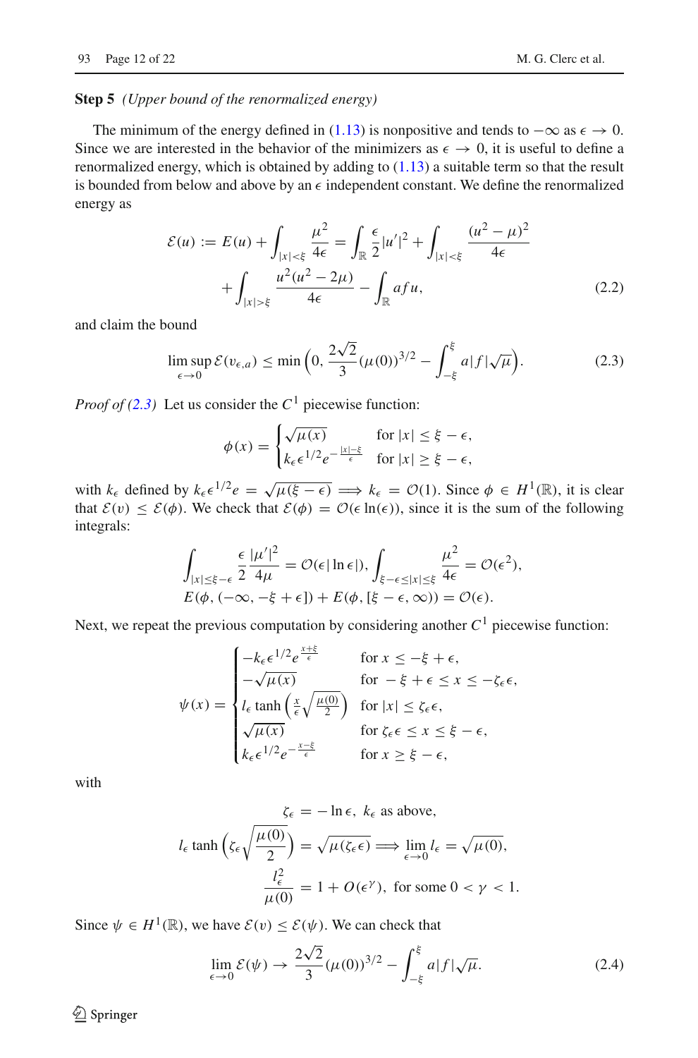**Step 5** *(Upper bound of the renormalized energy)*

The minimum of the energy defined in (1.13) is nonpositive and tends to $-\infty$ as $\epsilon \to 0$. Since we are interested in the behavior of the minimizers as $\epsilon \to 0$, it is useful to define a renormalized energy, which is obtained by adding to (1.13) a suitable term so that the result is bounded from below and above by an $\epsilon$ independent constant. We define the renormalized energy as

$$\mathcal{E}(u) := E(u) + \int_{|x|<\xi} \frac{\mu^2}{4\epsilon} = \int_{\mathbb{R}} \frac{\epsilon}{2}|u'|^2 + \int_{|x|<\xi} \frac{(u^2-\mu)^2}{4\epsilon} + \int_{|x|>\xi} \frac{u^2(u^2-2\mu)}{4\epsilon} - \int_{\mathbb{R}} afu, \tag{2.2}$$

and claim the bound

$$\limsup_{\epsilon\to 0} \mathcal{E}(v_{\epsilon,a}) \leq \min\Big(0, \frac{2\sqrt{2}}{3}(\mu(0))^{3/2} - \int_{-\xi}^{\xi} a|f|\sqrt{\mu}\Big). \tag{2.3}$$

*Proof of (2.3)* Let us consider the $C^1$ piecewise function:

$$\phi(x) = \begin{cases} \sqrt{\mu(x)} & \text{for } |x| \leq \xi - \epsilon, \\ k_\epsilon \epsilon^{1/2} e^{-\frac{|x|-\xi}{\epsilon}} & \text{for } |x| \geq \xi - \epsilon, \end{cases}$$

with $k_\epsilon$ defined by $k_\epsilon \epsilon^{1/2} e = \sqrt{\mu(\xi-\epsilon)} \Longrightarrow k_\epsilon = \mathcal{O}(1)$. Since $\phi \in H^1(\mathbb{R})$, it is clear that $\mathcal{E}(v) \leq \mathcal{E}(\phi)$. We check that $\mathcal{E}(\phi) = \mathcal{O}(\epsilon \ln(\epsilon))$, since it is the sum of the following integrals:

$$\int_{|x|\leq\xi-\epsilon} \frac{\epsilon}{2}\frac{|\mu'|^2}{4\mu} = \mathcal{O}(\epsilon|\ln\epsilon|), \int_{\xi-\epsilon\leq|x|\leq\xi} \frac{\mu^2}{4\epsilon} = \mathcal{O}(\epsilon^2),$$
$$E(\phi, (-\infty, -\xi+\epsilon]) + E(\phi, [\xi-\epsilon, \infty)) = \mathcal{O}(\epsilon).$$

Next, we repeat the previous computation by considering another $C^1$ piecewise function:

$$\psi(x) = \begin{cases} -k_\epsilon \epsilon^{1/2} e^{\frac{x+\xi}{\epsilon}} & \text{for } x \leq -\xi+\epsilon, \\ -\sqrt{\mu(x)} & \text{for } -\xi+\epsilon \leq x \leq -\zeta_\epsilon \epsilon, \\ l_\epsilon \tanh\Big(\frac{x}{\epsilon}\sqrt{\frac{\mu(0)}{2}}\Big) & \text{for } |x| \leq \zeta_\epsilon \epsilon, \\ \sqrt{\mu(x)} & \text{for } \zeta_\epsilon \epsilon \leq x \leq \xi - \epsilon, \\ k_\epsilon \epsilon^{1/2} e^{-\frac{x-\xi}{\epsilon}} & \text{for } x \geq \xi - \epsilon, \end{cases}$$

with

$$\zeta_\epsilon = -\ln\epsilon,\ k_\epsilon \text{ as above,}$$
$$l_\epsilon \tanh\Big(\zeta_\epsilon\sqrt{\frac{\mu(0)}{2}}\Big) = \sqrt{\mu(\zeta_\epsilon\epsilon)} \Longrightarrow \lim_{\epsilon\to 0} l_\epsilon = \sqrt{\mu(0)},$$
$$\frac{l_\epsilon^2}{\mu(0)} = 1 + O(\epsilon^\gamma), \text{ for some } 0 < \gamma < 1.$$

Since $\psi \in H^1(\mathbb{R})$, we have $\mathcal{E}(v) \leq \mathcal{E}(\psi)$. We can check that

$$\lim_{\epsilon\to 0} \mathcal{E}(\psi) \to \frac{2\sqrt{2}}{3}(\mu(0))^{3/2} - \int_{-\xi}^{\xi} a|f|\sqrt{\mu}. \tag{2.4}$$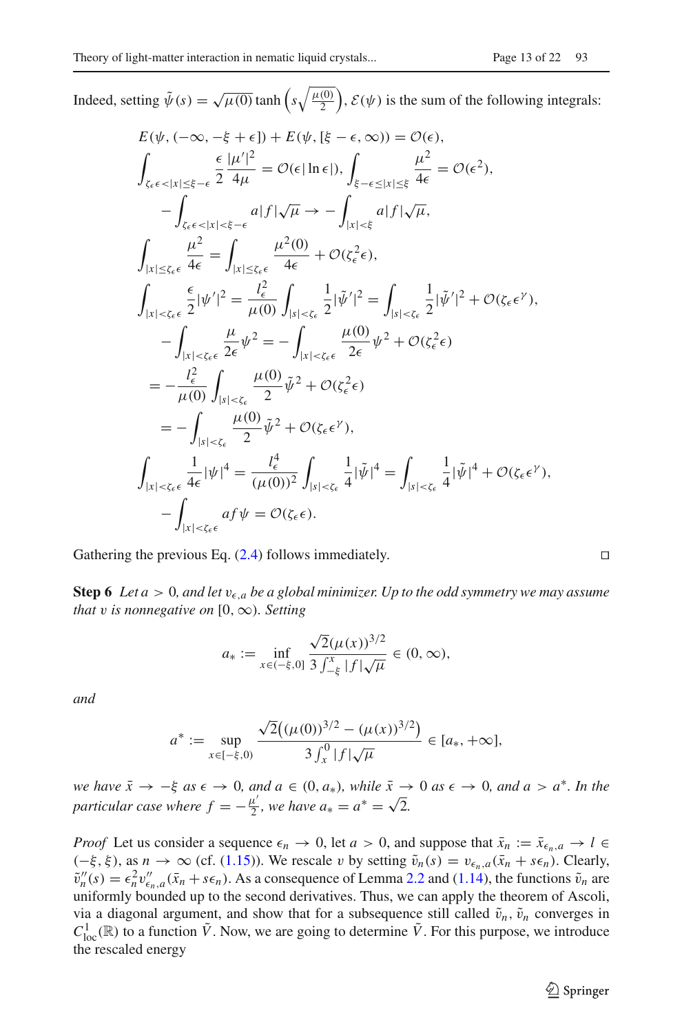Indeed, setting $\tilde{\psi}(s) = \sqrt{\mu(0)} \tanh\left(s\sqrt{\frac{\mu(0)}{2}}\right)$, $\mathcal{E}(\psi)$ is the sum of the following integrals:

$$
\begin{aligned}
& E(\psi, (-\infty, -\xi + \epsilon]) + E(\psi, [\xi - \epsilon, \infty)) = \mathcal{O}(\epsilon), \\
& \int_{\zeta_\epsilon \epsilon < |x| \leq \xi - \epsilon} \frac{\epsilon}{2} \frac{|\mu'|^2}{4\mu} = \mathcal{O}(\epsilon |\ln \epsilon|), \int_{\xi - \epsilon \leq |x| \leq \xi} \frac{\mu^2}{4\epsilon} = \mathcal{O}(\epsilon^2), \\
& \quad - \int_{\zeta_\epsilon \epsilon < |x| < \xi - \epsilon} a |f| \sqrt{\mu} \to - \int_{|x| < \xi} a |f| \sqrt{\mu}, \\
& \int_{|x| \leq \zeta_\epsilon \epsilon} \frac{\mu^2}{4\epsilon} = \int_{|x| \leq \zeta_\epsilon \epsilon} \frac{\mu^2(0)}{4\epsilon} + \mathcal{O}(\zeta_\epsilon^2 \epsilon), \\
& \int_{|x| < \zeta_\epsilon \epsilon} \frac{\epsilon}{2} |\psi'|^2 = \frac{l_\epsilon^2}{\mu(0)} \int_{|s| < \zeta_\epsilon} \frac{1}{2} |\tilde{\psi}'|^2 = \int_{|s| < \zeta_\epsilon} \frac{1}{2} |\tilde{\psi}'|^2 + \mathcal{O}(\zeta_\epsilon \epsilon^\gamma), \\
& \quad - \int_{|x| < \zeta_\epsilon \epsilon} \frac{\mu}{2\epsilon} \psi^2 = - \int_{|x| < \zeta_\epsilon \epsilon} \frac{\mu(0)}{2\epsilon} \psi^2 + \mathcal{O}(\zeta_\epsilon^2 \epsilon) \\
& \quad = - \frac{l_\epsilon^2}{\mu(0)} \int_{|s| < \zeta_\epsilon} \frac{\mu(0)}{2} \tilde{\psi}^2 + \mathcal{O}(\zeta_\epsilon^2 \epsilon) \\
& \quad = - \int_{|s| < \zeta_\epsilon} \frac{\mu(0)}{2} \tilde{\psi}^2 + \mathcal{O}(\zeta_\epsilon \epsilon^\gamma), \\
& \int_{|x| < \zeta_\epsilon \epsilon} \frac{1}{4\epsilon} |\psi|^4 = \frac{l_\epsilon^4}{(\mu(0))^2} \int_{|s| < \zeta_\epsilon} \frac{1}{4} |\tilde{\psi}|^4 = \int_{|s| < \zeta_\epsilon} \frac{1}{4} |\tilde{\psi}|^4 + \mathcal{O}(\zeta_\epsilon \epsilon^\gamma), \\
& \quad - \int_{|x| < \zeta_\epsilon \epsilon} a f \psi = \mathcal{O}(\zeta_\epsilon \epsilon).
\end{aligned}
$$

Gathering the previous Eq. (2.4) follows immediately. □

**Step 6** *Let $a > 0$, and let $v_{\epsilon,a}$ be a global minimizer. Up to the odd symmetry we may assume that $v$ is nonnegative on $[0, \infty)$. Setting*

$$
a_* := \inf_{x \in (-\xi, 0]} \frac{\sqrt{2}(\mu(x))^{3/2}}{3 \int_{-\xi}^{x} |f| \sqrt{\mu}} \in (0, \infty),
$$

*and*

$$
a^* := \sup_{x \in [-\xi, 0)} \frac{\sqrt{2}\left((\mu(0))^{3/2} - (\mu(x))^{3/2}\right)}{3 \int_{x}^{0} |f| \sqrt{\mu}} \in [a_*, +\infty],
$$

*we have $\bar{x} \to -\xi$ as $\epsilon \to 0$, and $a \in (0, a_*)$, while $\bar{x} \to 0$ as $\epsilon \to 0$, and $a > a^*$. In the particular case where $f = -\frac{\mu'}{2}$, we have $a_* = a^* = \sqrt{2}$.*

*Proof* Let us consider a sequence $\epsilon_n \to 0$, let $a > 0$, and suppose that $\bar{x}_n := \bar{x}_{\epsilon_n,a} \to l \in (-\xi, \xi)$, as $n \to \infty$ (cf. (1.15)). We rescale $v$ by setting $\tilde{v}_n(s) = v_{\epsilon_n,a}(\bar{x}_n + s\epsilon_n)$. Clearly, $\tilde{v}_n''(s) = \epsilon_n^2 v_{\epsilon_n,a}''(\bar{x}_n + s\epsilon_n)$. As a consequence of Lemma 2.2 and (1.14), the functions $\tilde{v}_n$ are uniformly bounded up to the second derivatives. Thus, we can apply the theorem of Ascoli, via a diagonal argument, and show that for a subsequence still called $\tilde{v}_n$, $\tilde{v}_n$ converges in $C^1_{\text{loc}}(\mathbb{R})$ to a function $\tilde{V}$. Now, we are going to determine $\tilde{V}$. For this purpose, we introduce the rescaled energy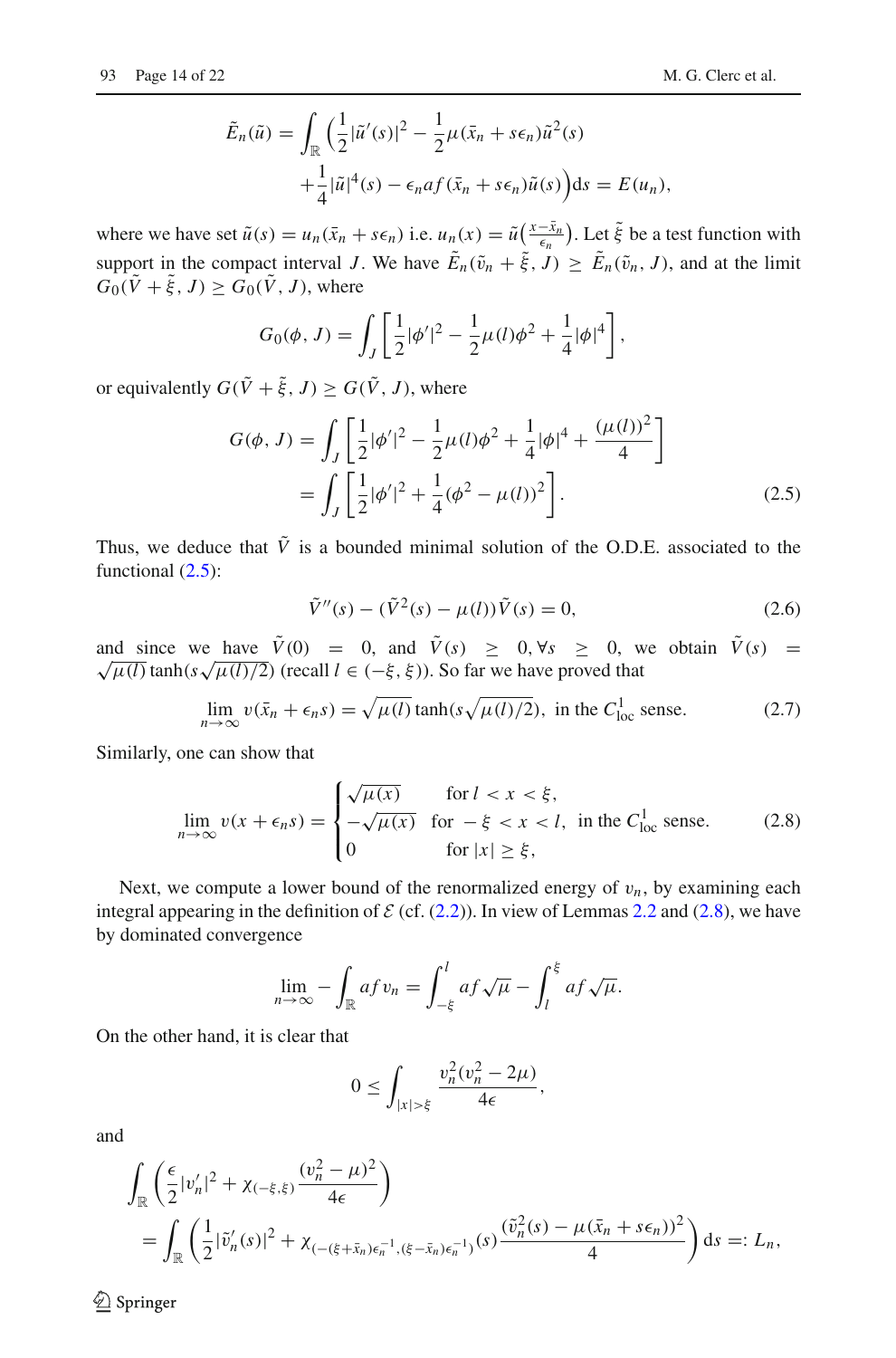$$\tilde{E}_n(\tilde{u}) = \int_{\mathbb{R}} \Big( \frac{1}{2}|\tilde{u}'(s)|^2 - \frac{1}{2}\mu(\bar{x}_n + s\epsilon_n)\tilde{u}^2(s) + \frac{1}{4}|\tilde{u}|^4(s) - \epsilon_n a f(\bar{x}_n + s\epsilon_n)\tilde{u}(s) \Big) ds = E(u_n),$$

where we have set $\tilde{u}(s) = u_n(\bar{x}_n + s\epsilon_n)$ i.e. $u_n(x) = \tilde{u}\big(\frac{x-\bar{x}_n}{\epsilon_n}\big)$. Let $\tilde{\xi}$ be a test function with support in the compact interval $J$. We have $\tilde{E}_n(\tilde{v}_n + \tilde{\xi}, J) \geq \tilde{E}_n(\tilde{v}_n, J)$, and at the limit $G_0(\tilde{V} + \tilde{\xi}, J) \geq G_0(\tilde{V}, J)$, where

$$G_0(\phi, J) = \int_J \left[ \frac{1}{2}|\phi'|^2 - \frac{1}{2}\mu(l)\phi^2 + \frac{1}{4}|\phi|^4 \right],$$

or equivalently $G(\tilde{V} + \tilde{\xi}, J) \geq G(\tilde{V}, J)$, where

$$\begin{aligned} G(\phi, J) &= \int_J \left[ \frac{1}{2}|\phi'|^2 - \frac{1}{2}\mu(l)\phi^2 + \frac{1}{4}|\phi|^4 + \frac{(\mu(l))^2}{4} \right] \\ &= \int_J \left[ \frac{1}{2}|\phi'|^2 + \frac{1}{4}(\phi^2 - \mu(l))^2 \right]. \end{aligned} \tag{2.5}$$

Thus, we deduce that $\tilde{V}$ is a bounded minimal solution of the O.D.E. associated to the functional (2.5):

$$\tilde{V}''(s) - (\tilde{V}^2(s) - \mu(l))\tilde{V}(s) = 0, \tag{2.6}$$

and since we have $\tilde{V}(0) = 0$, and $\tilde{V}(s) \geq 0, \forall s \geq 0$, we obtain $\tilde{V}(s) = \sqrt{\mu(l)}\tanh(s\sqrt{\mu(l)/2})$ (recall $l \in (-\xi, \xi)$). So far we have proved that

$$\lim_{n\to\infty} v(\bar{x}_n + \epsilon_n s) = \sqrt{\mu(l)}\tanh(s\sqrt{\mu(l)/2}), \text{ in the } C^1_{\mathrm{loc}} \text{ sense.} \tag{2.7}$$

Similarly, one can show that

$$\lim_{n\to\infty} v(x + \epsilon_n s) = \begin{cases} \sqrt{\mu(x)} & \text{for } l < x < \xi, \\ -\sqrt{\mu(x)} & \text{for } -\xi < x < l, \\ 0 & \text{for } |x| \geq \xi, \end{cases} \text{ in the } C^1_{\mathrm{loc}} \text{ sense.} \tag{2.8}$$

Next, we compute a lower bound of the renormalized energy of $v_n$, by examining each integral appearing in the definition of $\mathcal{E}$ (cf. (2.2)). In view of Lemmas 2.2 and (2.8), we have by dominated convergence

$$\lim_{n\to\infty} -\int_{\mathbb{R}} a f v_n = \int_{-\xi}^{l} a f\sqrt{\mu} - \int_{l}^{\xi} a f\sqrt{\mu}.$$

On the other hand, it is clear that

$$0 \leq \int_{|x|>\xi} \frac{v_n^2(v_n^2 - 2\mu)}{4\epsilon},$$

and

$$\begin{aligned} &\int_{\mathbb{R}} \left( \frac{\epsilon}{2}|v_n'|^2 + \chi_{(-\xi,\xi)}\frac{(v_n^2 - \mu)^2}{4\epsilon} \right) \\ &= \int_{\mathbb{R}} \left( \frac{1}{2}|\tilde{v}_n'(s)|^2 + \chi_{(-(\xi+\bar{x}_n)\epsilon_n^{-1}, (\xi-\bar{x}_n)\epsilon_n^{-1})}(s)\frac{(\tilde{v}_n^2(s) - \mu(\bar{x}_n + s\epsilon_n))^2}{4} \right) ds =: L_n, \end{aligned}$$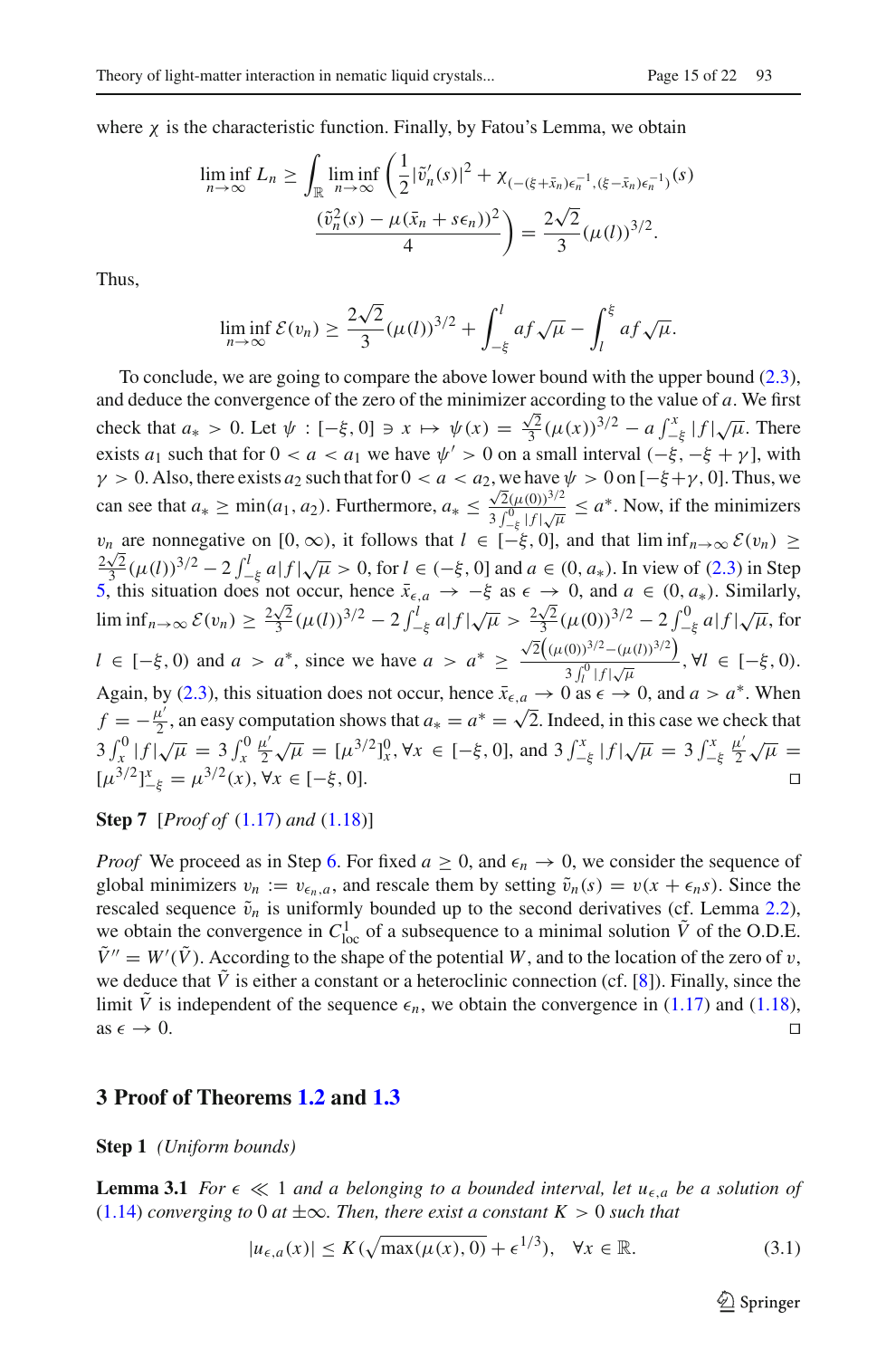where $\chi$ is the characteristic function. Finally, by Fatou's Lemma, we obtain

$$\liminf_{n\to\infty} L_n \geq \int_{\mathbb{R}} \liminf_{n\to\infty} \left( \frac{1}{2}|\tilde{v}_n'(s)|^2 + \chi_{(-(\xi+\bar{x}_n)\epsilon_n^{-1},(\xi-\bar{x}_n)\epsilon_n^{-1})}(s) \frac{(\tilde{v}_n^2(s) - \mu(\bar{x}_n + s\epsilon_n))^2}{4} \right) = \frac{2\sqrt{2}}{3}(\mu(l))^{3/2}.$$

Thus,

$$\liminf_{n\to\infty} \mathcal{E}(v_n) \geq \frac{2\sqrt{2}}{3}(\mu(l))^{3/2} + \int_{-\xi}^{l} af\sqrt{\mu} - \int_{l}^{\xi} af\sqrt{\mu}.$$

To conclude, we are going to compare the above lower bound with the upper bound (2.3), and deduce the convergence of the zero of the minimizer according to the value of $a$. We first check that $a_* > 0$. Let $\psi : [-\xi, 0] \ni x \mapsto \psi(x) = \frac{\sqrt{2}}{3}(\mu(x))^{3/2} - a\int_{-\xi}^{x}|f|\sqrt{\mu}$. There exists $a_1$ such that for $0 < a < a_1$ we have $\psi' > 0$ on a small interval $(-\xi, -\xi+\gamma]$, with $\gamma > 0$. Also, there exists $a_2$ such that for $0 < a < a_2$, we have $\psi > 0$ on $[-\xi+\gamma, 0]$. Thus, we can see that $a_* \geq \min(a_1, a_2)$. Furthermore, $a_* \leq \frac{\sqrt{2}(\mu(0))^{3/2}}{3\int_{-\xi}^{0}|f|\sqrt{\mu}} \leq a^*$. Now, if the minimizers $v_n$ are nonnegative on $[0,\infty)$, it follows that $l \in [-\xi, 0]$, and that $\liminf_{n\to\infty} \mathcal{E}(v_n) \geq \frac{2\sqrt{2}}{3}(\mu(l))^{3/2} - 2\int_{-\xi}^{l} a|f|\sqrt{\mu} > 0$, for $l \in (-\xi, 0]$ and $a \in (0, a_*)$. In view of (2.3) in Step 5, this situation does not occur, hence $\bar{x}_{\epsilon,a} \to -\xi$ as $\epsilon \to 0$, and $a \in (0, a_*)$. Similarly, $\liminf_{n\to\infty} \mathcal{E}(v_n) \geq \frac{2\sqrt{2}}{3}(\mu(l))^{3/2} - 2\int_{-\xi}^{l} a|f|\sqrt{\mu} > \frac{2\sqrt{2}}{3}(\mu(0))^{3/2} - 2\int_{-\xi}^{0} a|f|\sqrt{\mu}$, for $l \in [-\xi, 0)$ and $a > a^*$, since we have $a > a^* \geq \frac{\sqrt{2}\left((\mu(0))^{3/2} - (\mu(l))^{3/2}\right)}{3\int_{l}^{0}|f|\sqrt{\mu}}$, $\forall l \in [-\xi, 0)$. Again, by (2.3), this situation does not occur, hence $\bar{x}_{\epsilon,a} \to 0$ as $\epsilon \to 0$, and $a > a^*$. When $f = -\frac{\mu'}{2}$, an easy computation shows that $a_* = a^* = \sqrt{2}$. Indeed, in this case we check that $3\int_{x}^{0}|f|\sqrt{\mu} = 3\int_{x}^{0}\frac{\mu'}{2}\sqrt{\mu} = [\mu^{3/2}]_{x}^{0}$, $\forall x \in [-\xi, 0]$, and $3\int_{-\xi}^{x}|f|\sqrt{\mu} = 3\int_{-\xi}^{x}\frac{\mu'}{2}\sqrt{\mu} = [\mu^{3/2}]_{-\xi}^{x} = \mu^{3/2}(x)$, $\forall x \in [-\xi, 0]$. ◻

**Step 7** [*Proof of* (1.17) *and* (1.18)]

*Proof* We proceed as in Step 6. For fixed $a \geq 0$, and $\epsilon_n \to 0$, we consider the sequence of global minimizers $v_n := v_{\epsilon_n,a}$, and rescale them by setting $\tilde{v}_n(s) = v(x + \epsilon_n s)$. Since the rescaled sequence $\tilde{v}_n$ is uniformly bounded up to the second derivatives (cf. Lemma 2.2), we obtain the convergence in $C^1_{\mathrm{loc}}$ of a subsequence to a minimal solution $\tilde{V}$ of the O.D.E. $\tilde{V}'' = W'(\tilde{V})$. According to the shape of the potential $W$, and to the location of the zero of $v$, we deduce that $\tilde{V}$ is either a constant or a heteroclinic connection (cf. [8]). Finally, since the limit $\tilde{V}$ is independent of the sequence $\epsilon_n$, we obtain the convergence in (1.17) and (1.18), as $\epsilon \to 0$. ◻

## 3 Proof of Theorems 1.2 and 1.3

**Step 1** *(Uniform bounds)*

**Lemma 3.1** *For $\epsilon \ll 1$ and $a$ belonging to a bounded interval, let $u_{\epsilon,a}$ be a solution of* (1.14) *converging to* 0 *at* $\pm\infty$*. Then, there exist a constant $K > 0$ such that*

$$|u_{\epsilon,a}(x)| \leq K(\sqrt{\max(\mu(x), 0)} + \epsilon^{1/3}), \quad \forall x \in \mathbb{R}. \tag{3.1}$$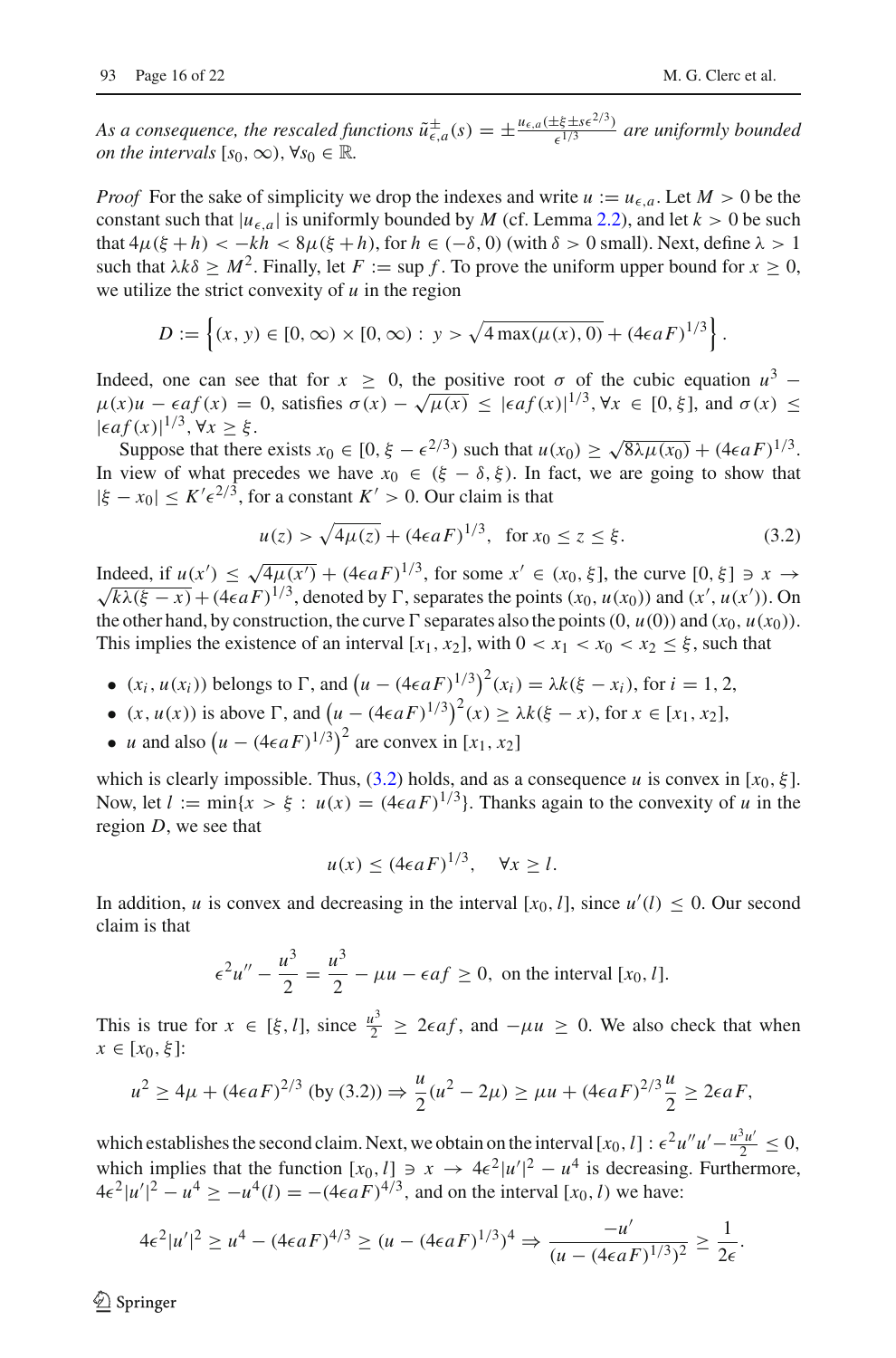*As a consequence, the rescaled functions $\tilde{u}^{\pm}_{\epsilon,a}(s) = \pm\frac{u_{\epsilon,a}(\pm\xi \pm s\epsilon^{2/3})}{\epsilon^{1/3}}$ are uniformly bounded on the intervals $[s_0, \infty)$, $\forall s_0 \in \mathbb{R}$.*

*Proof* For the sake of simplicity we drop the indexes and write $u := u_{\epsilon,a}$. Let $M > 0$ be the constant such that $|u_{\epsilon,a}|$ is uniformly bounded by $M$ (cf. Lemma 2.2), and let $k > 0$ be such that $4\mu(\xi + h) < -kh < 8\mu(\xi + h)$, for $h \in (-\delta, 0)$ (with $\delta > 0$ small). Next, define $\lambda > 1$ such that $\lambda k\delta \geq M^2$. Finally, let $F := \sup f$. To prove the uniform upper bound for $x \geq 0$, we utilize the strict convexity of $u$ in the region

$$D := \left\{(x, y) \in [0, \infty) \times [0, \infty) : \ y > \sqrt{4 \max(\mu(x), 0)} + (4\epsilon a F)^{1/3}\right\}.$$

Indeed, one can see that for $x \geq 0$, the positive root $\sigma$ of the cubic equation $u^3 - \mu(x)u - \epsilon a f(x) = 0$, satisfies $\sigma(x) - \sqrt{\mu(x)} \leq |\epsilon a f(x)|^{1/3}$, $\forall x \in [0, \xi]$, and $\sigma(x) \leq |\epsilon a f(x)|^{1/3}$, $\forall x \geq \xi$.

Suppose that there exists $x_0 \in [0, \xi - \epsilon^{2/3})$ such that $u(x_0) \geq \sqrt{8\lambda\mu(x_0)} + (4\epsilon a F)^{1/3}$. In view of what precedes we have $x_0 \in (\xi - \delta, \xi)$. In fact, we are going to show that $|\xi - x_0| \leq K'\epsilon^{2/3}$, for a constant $K' > 0$. Our claim is that

$$u(z) > \sqrt{4\mu(z)} + (4\epsilon a F)^{1/3}, \ \text{ for } x_0 \leq z \leq \xi. \tag{3.2}$$

Indeed, if $u(x') \leq \sqrt{4\mu(x')} + (4\epsilon a F)^{1/3}$, for some $x' \in (x_0, \xi]$, the curve $[0, \xi] \ni x \to \sqrt{k\lambda(\xi - x)} + (4\epsilon a F)^{1/3}$, denoted by $\Gamma$, separates the points $(x_0, u(x_0))$ and $(x', u(x'))$. On the other hand, by construction, the curve $\Gamma$ separates also the points $(0, u(0))$ and $(x_0, u(x_0))$. This implies the existence of an interval $[x_1, x_2]$, with $0 < x_1 < x_0 < x_2 \leq \xi$, such that

- $(x_i, u(x_i))$ belongs to $\Gamma$, and $\left(u - (4\epsilon a F)^{1/3}\right)^2(x_i) = \lambda k(\xi - x_i)$, for $i = 1, 2$,
- $(x, u(x))$ is above $\Gamma$, and $\left(u - (4\epsilon a F)^{1/3}\right)^2(x) \geq \lambda k(\xi - x)$, for $x \in [x_1, x_2]$,
- $u$ and also $\left(u - (4\epsilon a F)^{1/3}\right)^2$ are convex in $[x_1, x_2]$

which is clearly impossible. Thus, (3.2) holds, and as a consequence $u$ is convex in $[x_0, \xi]$. Now, let $l := \min\{x > \xi : u(x) = (4\epsilon a F)^{1/3}\}$. Thanks again to the convexity of $u$ in the region $D$, we see that

$$u(x) \leq (4\epsilon a F)^{1/3}, \quad \forall x \geq l.$$

In addition, $u$ is convex and decreasing in the interval $[x_0, l]$, since $u'(l) \leq 0$. Our second claim is that

$$\epsilon^2 u'' - \frac{u^3}{2} = \frac{u^3}{2} - \mu u - \epsilon a f \geq 0, \text{ on the interval } [x_0, l].$$

This is true for $x \in [\xi, l]$, since $\frac{u^3}{2} \geq 2\epsilon a f$, and $-\mu u \geq 0$. We also check that when $x \in [x_0, \xi]$:

$$u^2 \geq 4\mu + (4\epsilon a F)^{2/3} \text{ (by (3.2))} \Rightarrow \frac{u}{2}(u^2 - 2\mu) \geq \mu u + (4\epsilon a F)^{2/3}\frac{u}{2} \geq 2\epsilon a F,$$

which establishes the second claim. Next, we obtain on the interval $[x_0, l]$ : $\epsilon^2 u'' u' - \frac{u^3 u'}{2} \leq 0$, which implies that the function $[x_0, l] \ni x \to 4\epsilon^2|u'|^2 - u^4$ is decreasing. Furthermore, $4\epsilon^2|u'|^2 - u^4 \geq -u^4(l) = -(4\epsilon a F)^{4/3}$, and on the interval $[x_0, l)$ we have:

$$4\epsilon^2|u'|^2 \geq u^4 - (4\epsilon a F)^{4/3} \geq (u - (4\epsilon a F)^{1/3})^4 \Rightarrow \frac{-u'}{(u - (4\epsilon a F)^{1/3})^2} \geq \frac{1}{2\epsilon}.$$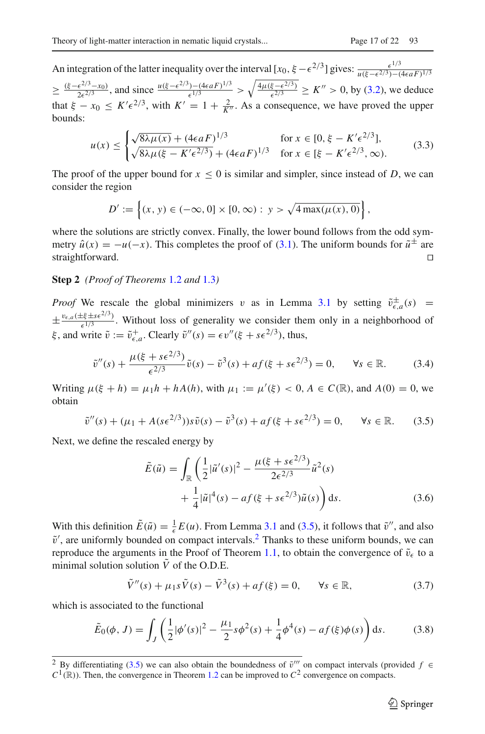An integration of the latter inequality over the interval $[x_0, \xi - \epsilon^{2/3}]$ gives: $\frac{\epsilon^{1/3}}{u(\xi-\epsilon^{2/3})-(4\epsilon a F)^{1/3}} \geq \frac{(\xi-\epsilon^{2/3}-x_0)}{2\epsilon^{2/3}}$, and since $\frac{u(\xi-\epsilon^{2/3})-(4\epsilon a F)^{1/3}}{\epsilon^{1/3}} > \sqrt{\frac{4\mu(\xi-\epsilon^{2/3})}{\epsilon^{2/3}}} \geq K'' > 0$, by (3.2), we deduce that $\xi - x_0 \leq K' \epsilon^{2/3}$, with $K' = 1 + \frac{2}{K''}$. As a consequence, we have proved the upper bounds:

$$u(x) \leq \begin{cases} \sqrt{8\lambda\mu(x)} + (4\epsilon a F)^{1/3} & \text{for } x \in [0, \xi - K'\epsilon^{2/3}], \\ \sqrt{8\lambda\mu(\xi - K'\epsilon^{2/3})} + (4\epsilon a F)^{1/3} & \text{for } x \in [\xi - K'\epsilon^{2/3}, \infty). \end{cases} \tag{3.3}$$

The proof of the upper bound for $x \leq 0$ is similar and simpler, since instead of $D$, we can consider the region

$$D' := \left\{(x, y) \in (-\infty, 0] \times [0, \infty) : \ y > \sqrt{4 \max(\mu(x), 0)}\right\},$$

where the solutions are strictly convex. Finally, the lower bound follows from the odd symmetry $\hat{u}(x) = -u(-x)$. This completes the proof of (3.1). The uniform bounds for $\tilde{u}^{\pm}$ are straightforward. ◻

**Step 2** *(Proof of Theorems 1.2 and 1.3)*

*Proof* We rescale the global minimizers $v$ as in Lemma 3.1 by setting $\tilde{v}^{\pm}_{\epsilon,a}(s) = \pm\frac{v_{\epsilon,a}(\pm\xi \pm s\epsilon^{2/3})}{\epsilon^{1/3}}$. Without loss of generality we consider them only in a neighborhood of $\xi$, and write $\tilde{v} := \tilde{v}^{+}_{\epsilon,a}$. Clearly $\tilde{v}''(s) = \epsilon v''(\xi + s\epsilon^{2/3})$, thus,

$$\tilde{v}''(s) + \frac{\mu(\xi + s\epsilon^{2/3})}{\epsilon^{2/3}}\tilde{v}(s) - \tilde{v}^3(s) + af(\xi + s\epsilon^{2/3}) = 0, \qquad \forall s \in \mathbb{R}. \tag{3.4}$$

Writing $\mu(\xi + h) = \mu_1 h + hA(h)$, with $\mu_1 := \mu'(\xi) < 0$, $A \in C(\mathbb{R})$, and $A(0) = 0$, we obtain

$$\tilde{v}''(s) + (\mu_1 + A(s\epsilon^{2/3}))s\tilde{v}(s) - \tilde{v}^3(s) + af(\xi + s\epsilon^{2/3}) = 0, \qquad \forall s \in \mathbb{R}. \tag{3.5}$$

Next, we define the rescaled energy by

$$\tilde{E}(\tilde{u}) = \int_{\mathbb{R}} \left(\frac{1}{2}|\tilde{u}'(s)|^2 - \frac{\mu(\xi + s\epsilon^{2/3})}{2\epsilon^{2/3}}\tilde{u}^2(s) + \frac{1}{4}|\tilde{u}|^4(s) - af(\xi + s\epsilon^{2/3})\tilde{u}(s)\right) ds. \tag{3.6}$$

With this definition $\tilde{E}(\tilde{u}) = \frac{1}{\epsilon}E(u)$. From Lemma 3.1 and (3.5), it follows that $\tilde{v}''$, and also $\tilde{v}'$, are uniformly bounded on compact intervals.[2] Thanks to these uniform bounds, we can reproduce the arguments in the Proof of Theorem 1.1, to obtain the convergence of $\tilde{v}_\epsilon$ to a minimal solution solution $\tilde{V}$ of the O.D.E.

$$\tilde{V}''(s) + \mu_1 s\tilde{V}(s) - \tilde{V}^3(s) + af(\xi) = 0, \qquad \forall s \in \mathbb{R}, \tag{3.7}$$

which is associated to the functional

$$\tilde{E}_0(\phi, J) = \int_J \left(\frac{1}{2}|\phi'(s)|^2 - \frac{\mu_1}{2}s\phi^2(s) + \frac{1}{4}\phi^4(s) - af(\xi)\phi(s)\right) ds. \tag{3.8}$$

---

[2] By differentiating (3.5) we can also obtain the boundedness of $\tilde{v}'''$ on compact intervals (provided $f \in C^1(\mathbb{R})$). Then, the convergence in Theorem 1.2 can be improved to $C^2$ convergence on compacts.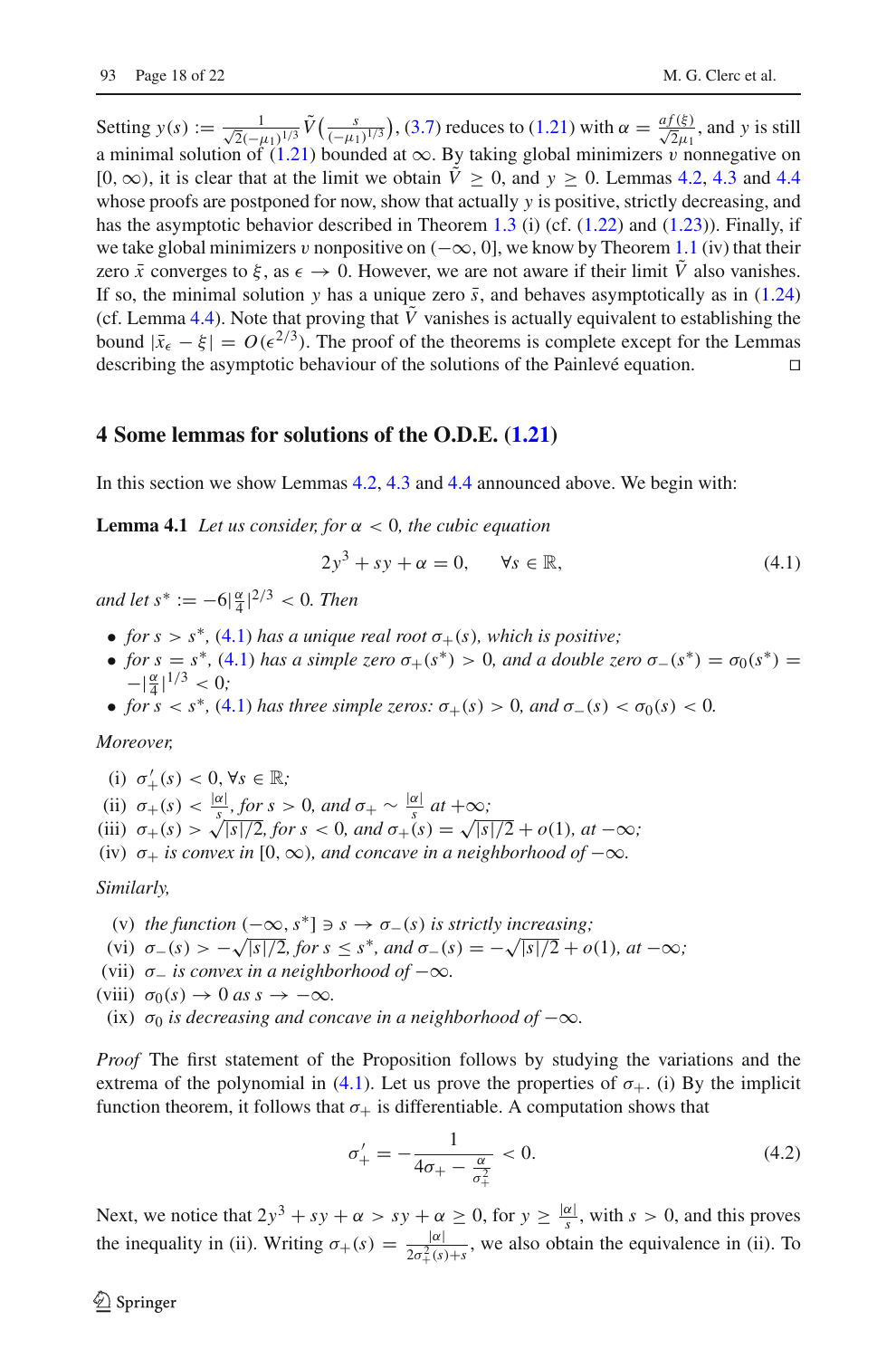Setting $y(s) := \frac{1}{\sqrt{2}(-\mu_1)^{1/3}} \tilde{V}\big(\frac{s}{(-\mu_1)^{1/3}}\big)$, (3.7) reduces to (1.21) with $\alpha = \frac{af(\xi)}{\sqrt{2}\mu_1}$, and $y$ is still a minimal solution of (1.21) bounded at $\infty$. By taking global minimizers $v$ nonnegative on $[0, \infty)$, it is clear that at the limit we obtain $\tilde{V} \geq 0$, and $y \geq 0$. Lemmas 4.2, 4.3 and 4.4 whose proofs are postponed for now, show that actually $y$ is positive, strictly decreasing, and has the asymptotic behavior described in Theorem 1.3 (i) (cf. (1.22) and (1.23)). Finally, if we take global minimizers $v$ nonpositive on $(-\infty, 0]$, we know by Theorem 1.1 (iv) that their zero $\bar{x}$ converges to $\xi$, as $\epsilon \to 0$. However, we are not aware if their limit $\tilde{V}$ also vanishes. If so, the minimal solution $y$ has a unique zero $\bar{s}$, and behaves asymptotically as in (1.24) (cf. Lemma 4.4). Note that proving that $\tilde{V}$ vanishes is actually equivalent to establishing the bound $|\bar{x}_\epsilon - \xi| = O(\epsilon^{2/3})$. The proof of the theorems is complete except for the Lemmas describing the asymptotic behaviour of the solutions of the Painlevé equation. □

## 4 Some lemmas for solutions of the O.D.E. (1.21)

In this section we show Lemmas 4.2, 4.3 and 4.4 announced above. We begin with:

**Lemma 4.1** *Let us consider, for $\alpha < 0$, the cubic equation*

$$2y^3 + sy + \alpha = 0, \qquad \forall s \in \mathbb{R}, \tag{4.1}$$

*and let $s^* := -6|\frac{\alpha}{4}|^{2/3} < 0$. Then*

- *for $s > s^*$, (4.1) has a unique real root $\sigma_+(s)$, which is positive;*
- *for $s = s^*$, (4.1) has a simple zero $\sigma_+(s^*) > 0$, and a double zero $\sigma_-(s^*) = \sigma_0(s^*) = -|\frac{\alpha}{4}|^{1/3} < 0$;*
- *for $s < s^*$, (4.1) has three simple zeros: $\sigma_+(s) > 0$, and $\sigma_-(s) < \sigma_0(s) < 0$.*

*Moreover,*

(i) $\sigma_+'(s) < 0, \forall s \in \mathbb{R}$;
(ii) $\sigma_+(s) < \frac{|\alpha|}{s}$, *for* $s > 0$, *and* $\sigma_+ \sim \frac{|\alpha|}{s}$ *at* $+\infty$;
(iii) $\sigma_+(s) > \sqrt{|s|/2}$, *for* $s < 0$, *and* $\sigma_+(s) = \sqrt{|s|/2} + o(1)$, *at* $-\infty$;
(iv) $\sigma_+$ *is convex in* $[0, \infty)$, *and concave in a neighborhood of* $-\infty$.

*Similarly,*

(v) *the function* $(-\infty, s^*] \ni s \to \sigma_-(s)$ *is strictly increasing;*
(vi) $\sigma_-(s) > -\sqrt{|s|/2}$, *for* $s \leq s^*$, *and* $\sigma_-(s) = -\sqrt{|s|/2} + o(1)$, *at* $-\infty$;
(vii) $\sigma_-$ *is convex in a neighborhood of* $-\infty$.
(viii) $\sigma_0(s) \to 0$ *as* $s \to -\infty$.
(ix) $\sigma_0$ *is decreasing and concave in a neighborhood of* $-\infty$.

*Proof* The first statement of the Proposition follows by studying the variations and the extrema of the polynomial in (4.1). Let us prove the properties of $\sigma_+$. (i) By the implicit function theorem, it follows that $\sigma_+$ is differentiable. A computation shows that

$$\sigma_+' = -\frac{1}{4\sigma_+ - \frac{\alpha}{\sigma_+^2}} < 0. \tag{4.2}$$

Next, we notice that $2y^3 + sy + \alpha > sy + \alpha \geq 0$, for $y \geq \frac{|\alpha|}{s}$, with $s > 0$, and this proves the inequality in (ii). Writing $\sigma_+(s) = \frac{|\alpha|}{2\sigma_+^2(s)+s}$, we also obtain the equivalence in (ii). To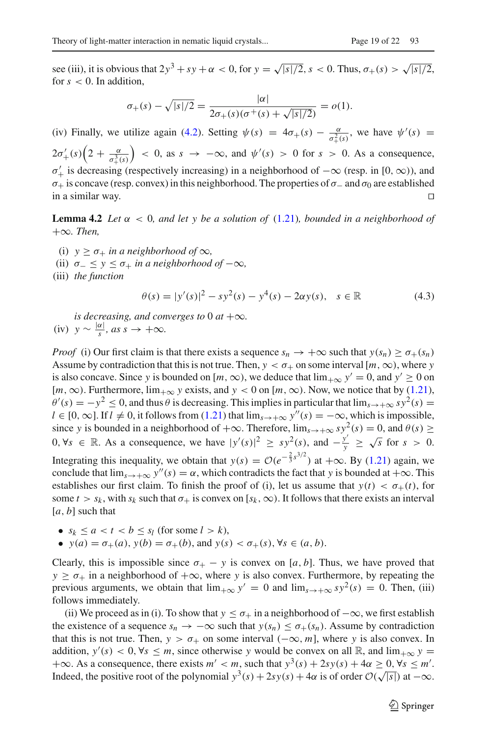see (iii), it is obvious that $2y^3 + sy + \alpha < 0$, for $y = \sqrt{|s|/2}$, $s < 0$. Thus, $\sigma_+(s) > \sqrt{|s|/2}$, for $s < 0$. In addition,

$$\sigma_+(s) - \sqrt{|s|/2} = \frac{|\alpha|}{2\sigma_+(s)(\sigma^+(s) + \sqrt{|s|/2})} = o(1).$$

(iv) Finally, we utilize again (4.2). Setting $\psi(s) = 4\sigma_+(s) - \frac{\alpha}{\sigma_+^2(s)}$, we have $\psi'(s) = 2\sigma_+'(s)\Big(2 + \frac{\alpha}{\sigma_+^3(s)}\Big) < 0$, as $s \to -\infty$, and $\psi'(s) > 0$ for $s > 0$. As a consequence, $\sigma_+'$ is decreasing (respectively increasing) in a neighborhood of $-\infty$ (resp. in $[0, \infty)$), and $\sigma_+$ is concave (resp. convex) in this neighborhood. The properties of $\sigma_-$ and $\sigma_0$ are established in a similar way. □

**Lemma 4.2** *Let $\alpha < 0$, and let $y$ be a solution of (1.21), bounded in a neighborhood of $+\infty$. Then,*

(i) *$y \geq \sigma_+$ in a neighborhood of $\infty$,*
(ii) *$\sigma_- \leq y \leq \sigma_+$ in a neighborhood of $-\infty$,*
(iii) *the function*

$$\theta(s) = |y'(s)|^2 - sy^2(s) - y^4(s) - 2\alpha y(s), \quad s \in \mathbb{R} \tag{4.3}$$

*is decreasing, and converges to 0 at $+\infty$.*
(iv) *$y \sim \frac{|\alpha|}{s}$, as $s \to +\infty$.*

*Proof* (i) Our first claim is that there exists a sequence $s_n \to +\infty$ such that $y(s_n) \geq \sigma_+(s_n)$ Assume by contradiction that this is not true. Then, $y < \sigma_+$ on some interval $[m, \infty)$, where $y$ is also concave. Since $y$ is bounded on $[m, \infty)$, we deduce that $\lim_{+\infty} y' = 0$, and $y' \geq 0$ on $[m, \infty)$. Furthermore, $\lim_{+\infty} y$ exists, and $y < 0$ on $[m, \infty)$. Now, we notice that by (1.21), $\theta'(s) = -y^2 \leq 0$, and thus $\theta$ is decreasing. This implies in particular that $\lim_{s \to +\infty} sy^2(s) = l \in [0, \infty]$. If $l \neq 0$, it follows from (1.21) that $\lim_{s \to +\infty} y''(s) = -\infty$, which is impossible, since $y$ is bounded in a neighborhood of $+\infty$. Therefore, $\lim_{s \to +\infty} sy^2(s) = 0$, and $\theta(s) \geq 0, \forall s \in \mathbb{R}$. As a consequence, we have $|y'(s)|^2 \geq sy^2(s)$, and $-\frac{y'}{y} \geq \sqrt{s}$ for $s > 0$. Integrating this inequality, we obtain that $y(s) = \mathcal{O}(e^{-\frac{2}{3}s^{3/2}})$ at $+\infty$. By (1.21) again, we conclude that $\lim_{s \to +\infty} y''(s) = \alpha$, which contradicts the fact that $y$ is bounded at $+\infty$. This establishes our first claim. To finish the proof of (i), let us assume that $y(t) < \sigma_+(t)$, for some $t > s_k$, with $s_k$ such that $\sigma_+$ is convex on $[s_k, \infty)$. It follows that there exists an interval $[a, b]$ such that

- $s_k \leq a < t < b \leq s_l$ (for some $l > k$),
- $y(a) = \sigma_+(a)$, $y(b) = \sigma_+(b)$, and $y(s) < \sigma_+(s), \forall s \in (a, b)$.

Clearly, this is impossible since $\sigma_+ - y$ is convex on $[a, b]$. Thus, we have proved that $y \geq \sigma_+$ in a neighborhood of $+\infty$, where $y$ is also convex. Furthermore, by repeating the previous arguments, we obtain that $\lim_{+\infty} y' = 0$ and $\lim_{s \to +\infty} sy^2(s) = 0$. Then, (iii) follows immediately.

(ii) We proceed as in (i). To show that $y \leq \sigma_+$ in a neighborhood of $-\infty$, we first establish the existence of a sequence $s_n \to -\infty$ such that $y(s_n) \leq \sigma_+(s_n)$. Assume by contradiction that this is not true. Then, $y > \sigma_+$ on some interval $(-\infty, m]$, where $y$ is also convex. In addition, $y'(s) < 0, \forall s \leq m$, since otherwise $y$ would be convex on all $\mathbb{R}$, and $\lim_{+\infty} y = +\infty$. As a consequence, there exists $m' < m$, such that $y^3(s) + 2sy(s) + 4\alpha \geq 0, \forall s \leq m'$. Indeed, the positive root of the polynomial $y^3(s) + 2sy(s) + 4\alpha$ is of order $\mathcal{O}(\sqrt{|s|})$ at $-\infty$.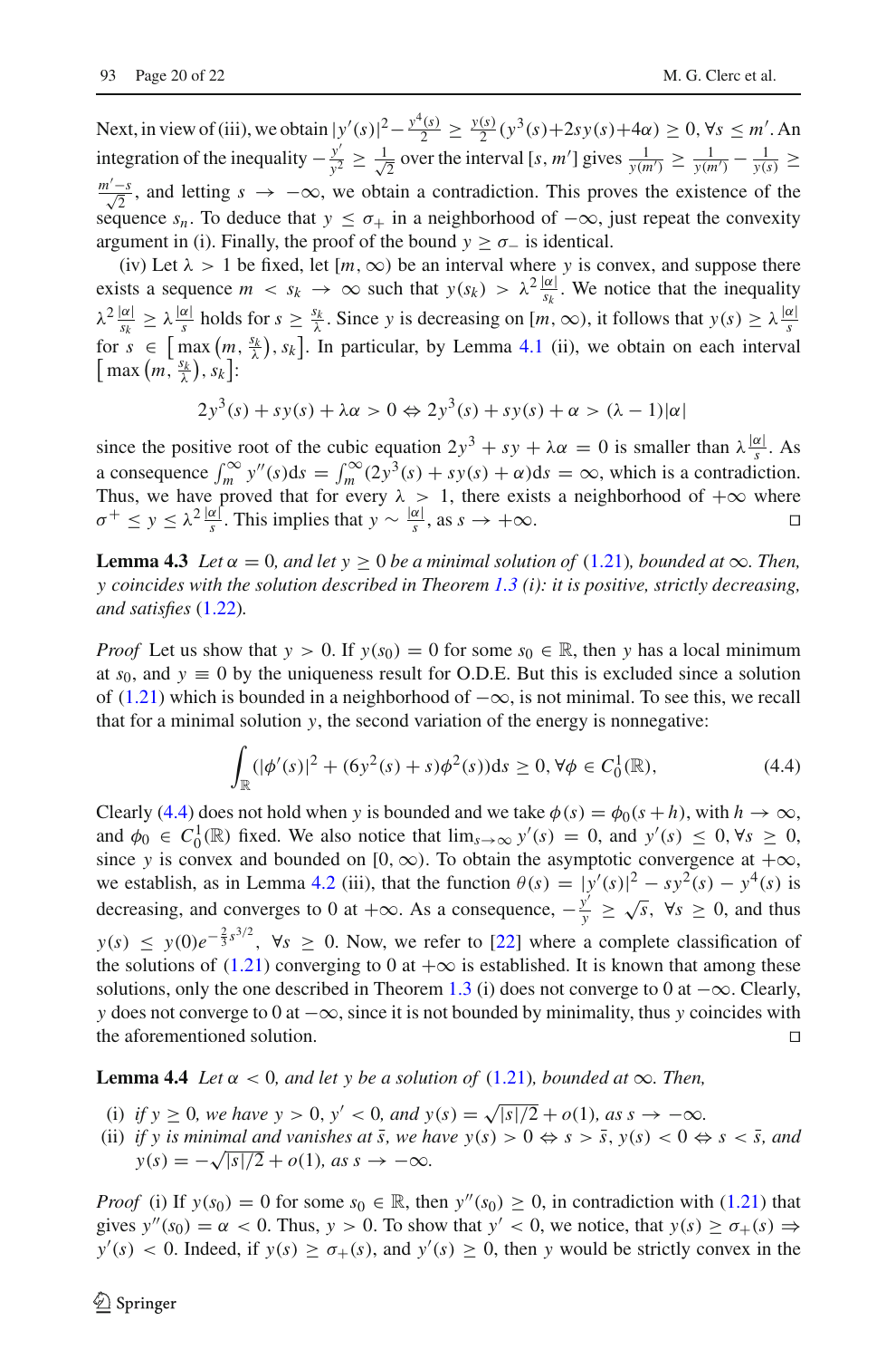Next, in view of (iii), we obtain $|y'(s)|^2 - \frac{y^4(s)}{2} \geq \frac{y(s)}{2}(y^3(s)+2sy(s)+4\alpha) \geq 0, \forall s \leq m'$. An integration of the inequality $-\frac{y'}{y^2} \geq \frac{1}{\sqrt{2}}$ over the interval $[s, m']$ gives $\frac{1}{y(m')} \geq \frac{1}{y(m')} - \frac{1}{y(s)} \geq \frac{m'-s}{\sqrt{2}}$, and letting $s \to -\infty$, we obtain a contradiction. This proves the existence of the sequence $s_n$. To deduce that $y \leq \sigma_+$ in a neighborhood of $-\infty$, just repeat the convexity argument in (i). Finally, the proof of the bound $y \geq \sigma_-$ is identical.

(iv) Let $\lambda > 1$ be fixed, let $[m, \infty)$ be an interval where $y$ is convex, and suppose there exists a sequence $m < s_k \to \infty$ such that $y(s_k) > \lambda^2 \frac{|\alpha|}{s_k}$. We notice that the inequality $\lambda^2 \frac{|\alpha|}{s_k} \geq \lambda \frac{|\alpha|}{s}$ holds for $s \geq \frac{s_k}{\lambda}$. Since $y$ is decreasing on $[m, \infty)$, it follows that $y(s) \geq \lambda \frac{|\alpha|}{s}$ for $s \in \left[\max\left(m, \frac{s_k}{\lambda}\right), s_k\right]$. In particular, by Lemma 4.1 (ii), we obtain on each interval $\left[\max\left(m, \frac{s_k}{\lambda}\right), s_k\right]$:

$$2y^3(s) + sy(s) + \lambda\alpha > 0 \Leftrightarrow 2y^3(s) + sy(s) + \alpha > (\lambda - 1)|\alpha|$$

since the positive root of the cubic equation $2y^3 + sy + \lambda\alpha = 0$ is smaller than $\lambda\frac{|\alpha|}{s}$. As a consequence $\int_m^\infty y''(s)\mathrm{d}s = \int_m^\infty (2y^3(s) + sy(s) + \alpha)\mathrm{d}s = \infty$, which is a contradiction. Thus, we have proved that for every $\lambda > 1$, there exists a neighborhood of $+\infty$ where $\sigma^+ \leq y \leq \lambda^2 \frac{|\alpha|}{s}$. This implies that $y \sim \frac{|\alpha|}{s}$, as $s \to +\infty$. □

**Lemma 4.3** *Let $\alpha = 0$, and let $y \geq 0$ be a minimal solution of (1.21), bounded at $\infty$. Then, $y$ coincides with the solution described in Theorem 1.3 (i): it is positive, strictly decreasing, and satisfies (1.22).*

*Proof* Let us show that $y > 0$. If $y(s_0) = 0$ for some $s_0 \in \mathbb{R}$, then $y$ has a local minimum at $s_0$, and $y \equiv 0$ by the uniqueness result for O.D.E. But this is excluded since a solution of (1.21) which is bounded in a neighborhood of $-\infty$, is not minimal. To see this, we recall that for a minimal solution $y$, the second variation of the energy is nonnegative:

$$\int_{\mathbb{R}} (|\phi'(s)|^2 + (6y^2(s) + s)\phi^2(s))\mathrm{d}s \geq 0, \forall \phi \in C_0^1(\mathbb{R}), \tag{4.4}$$

Clearly (4.4) does not hold when $y$ is bounded and we take $\phi(s) = \phi_0(s + h)$, with $h \to \infty$, and $\phi_0 \in C_0^1(\mathbb{R})$ fixed. We also notice that $\lim_{s\to\infty} y'(s) = 0$, and $y'(s) \leq 0, \forall s \geq 0$, since $y$ is convex and bounded on $[0, \infty)$. To obtain the asymptotic convergence at $+\infty$, we establish, as in Lemma 4.2 (iii), that the function $\theta(s) = |y'(s)|^2 - sy^2(s) - y^4(s)$ is decreasing, and converges to 0 at $+\infty$. As a consequence, $-\frac{y'}{y} \geq \sqrt{s}$, $\forall s \geq 0$, and thus $y(s) \leq y(0)e^{-\frac{2}{3}s^{3/2}}$, $\forall s \geq 0$. Now, we refer to [22] where a complete classification of the solutions of (1.21) converging to 0 at $+\infty$ is established. It is known that among these solutions, only the one described in Theorem 1.3 (i) does not converge to 0 at $-\infty$. Clearly, $y$ does not converge to 0 at $-\infty$, since it is not bounded by minimality, thus $y$ coincides with the aforementioned solution. □

**Lemma 4.4** *Let $\alpha < 0$, and let $y$ be a solution of (1.21), bounded at $\infty$. Then,*

- (i) *if $y \geq 0$, we have $y > 0$, $y' < 0$, and $y(s) = \sqrt{|s|/2} + o(1)$, as $s \to -\infty$.*
- (ii) *if $y$ is minimal and vanishes at $\bar{s}$, we have $y(s) > 0 \Leftrightarrow s > \bar{s}$, $y(s) < 0 \Leftrightarrow s < \bar{s}$, and $y(s) = -\sqrt{|s|/2} + o(1)$, as $s \to -\infty$.*

*Proof* (i) If $y(s_0) = 0$ for some $s_0 \in \mathbb{R}$, then $y''(s_0) \geq 0$, in contradiction with (1.21) that gives $y''(s_0) = \alpha < 0$. Thus, $y > 0$. To show that $y' < 0$, we notice, that $y(s) \geq \sigma_+(s) \Rightarrow y'(s) < 0$. Indeed, if $y(s) \geq \sigma_+(s)$, and $y'(s) \geq 0$, then $y$ would be strictly convex in the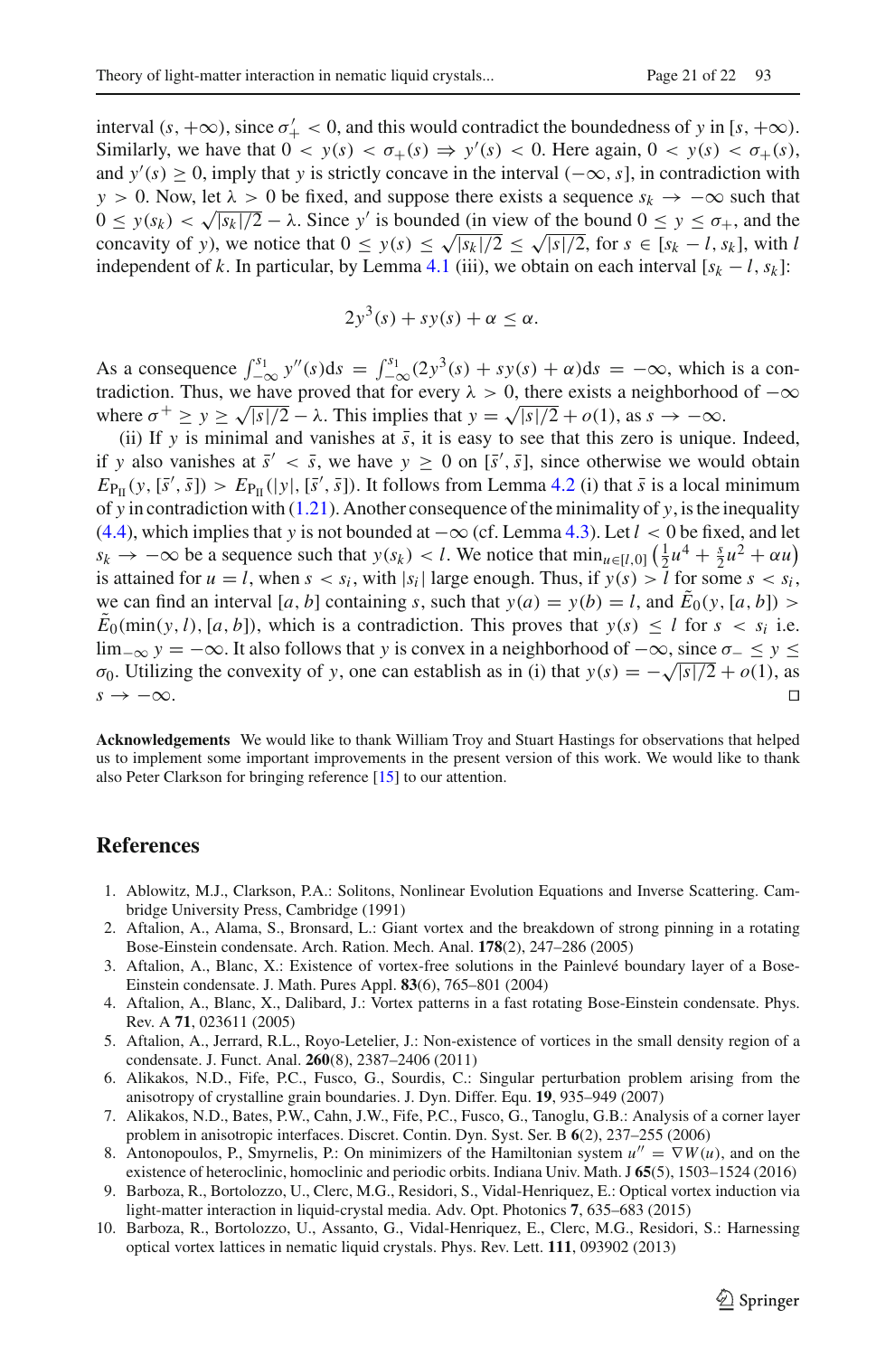interval $(s, +\infty)$, since $\sigma'_+ < 0$, and this would contradict the boundedness of $y$ in $[s, +\infty)$. Similarly, we have that $0 < y(s) < \sigma_+(s) \Rightarrow y'(s) < 0$. Here again, $0 < y(s) < \sigma_+(s)$, and $y'(s) \geq 0$, imply that $y$ is strictly concave in the interval $(-\infty, s]$, in contradiction with $y > 0$. Now, let $\lambda > 0$ be fixed, and suppose there exists a sequence $s_k \to -\infty$ such that $0 \leq y(s_k) < \sqrt{|s_k|/2} - \lambda$. Since $y'$ is bounded (in view of the bound $0 \leq y \leq \sigma_+$, and the concavity of $y$), we notice that $0 \leq y(s) \leq \sqrt{|s_k|/2} \leq \sqrt{|s|/2}$, for $s \in [s_k - l, s_k]$, with $l$ independent of $k$. In particular, by Lemma 4.1 (iii), we obtain on each interval $[s_k - l, s_k]$:

$$2y^3(s) + sy(s) + \alpha \leq \alpha.$$

As a consequence $\int_{-\infty}^{s_1} y''(s)\mathrm{d}s = \int_{-\infty}^{s_1}(2y^3(s) + sy(s) + \alpha)\mathrm{d}s = -\infty$, which is a contradiction. Thus, we have proved that for every $\lambda > 0$, there exists a neighborhood of $-\infty$ where $\sigma^+ \geq y \geq \sqrt{|s|/2} - \lambda$. This implies that $y = \sqrt{|s|/2} + o(1)$, as $s \to -\infty$.

(ii) If $y$ is minimal and vanishes at $\bar{s}$, it is easy to see that this zero is unique. Indeed, if $y$ also vanishes at $\bar{s}' < \bar{s}$, we have $y \geq 0$ on $[\bar{s}', \bar{s}]$, since otherwise we would obtain $E_{\mathrm{P_{II}}}(y, [\bar{s}', \bar{s}]) > E_{\mathrm{P_{II}}}(|y|, [\bar{s}', \bar{s}])$. It follows from Lemma 4.2 (i) that $\bar{s}$ is a local minimum of $y$ in contradiction with (1.21). Another consequence of the minimality of $y$, is the inequality (4.4), which implies that $y$ is not bounded at $-\infty$ (cf. Lemma 4.3). Let $l < 0$ be fixed, and let $s_k \to -\infty$ be a sequence such that $y(s_k) < l$. We notice that $\min_{u\in[l,0]}\left(\frac{1}{2}u^4 + \frac{s}{2}u^2 + \alpha u\right)$ is attained for $u = l$, when $s < s_i$, with $|s_i|$ large enough. Thus, if $y(s) > l$ for some $s < s_i$, we can find an interval $[a, b]$ containing $s$, such that $y(a) = y(b) = l$, and $\tilde{E}_0(y, [a, b]) > \tilde{E}_0(\min(y, l), [a, b])$, which is a contradiction. This proves that $y(s) \leq l$ for $s < s_i$ i.e. $\lim_{-\infty} y = -\infty$. It also follows that $y$ is convex in a neighborhood of $-\infty$, since $\sigma_- \leq y \leq \sigma_0$. Utilizing the convexity of $y$, one can establish as in (i) that $y(s) = -\sqrt{|s|/2} + o(1)$, as $s \to -\infty$. □

**Acknowledgements** We would like to thank William Troy and Stuart Hastings for observations that helped us to implement some important improvements in the present version of this work. We would like to thank also Peter Clarkson for bringing reference [15] to our attention.

## References

1. Ablowitz, M.J., Clarkson, P.A.: Solitons, Nonlinear Evolution Equations and Inverse Scattering. Cambridge University Press, Cambridge (1991)
2. Aftalion, A., Alama, S., Bronsard, L.: Giant vortex and the breakdown of strong pinning in a rotating Bose-Einstein condensate. Arch. Ration. Mech. Anal. **178**(2), 247–286 (2005)
3. Aftalion, A., Blanc, X.: Existence of vortex-free solutions in the Painlevé boundary layer of a Bose-Einstein condensate. J. Math. Pures Appl. **83**(6), 765–801 (2004)
4. Aftalion, A., Blanc, X., Dalibard, J.: Vortex patterns in a fast rotating Bose-Einstein condensate. Phys. Rev. A **71**, 023611 (2005)
5. Aftalion, A., Jerrard, R.L., Royo-Letelier, J.: Non-existence of vortices in the small density region of a condensate. J. Funct. Anal. **260**(8), 2387–2406 (2011)
6. Alikakos, N.D., Fife, P.C., Fusco, G., Sourdis, C.: Singular perturbation problem arising from the anisotropy of crystalline grain boundaries. J. Dyn. Differ. Equ. **19**, 935–949 (2007)
7. Alikakos, N.D., Bates, P.W., Cahn, J.W., Fife, P.C., Fusco, G., Tanoglu, G.B.: Analysis of a corner layer problem in anisotropic interfaces. Discret. Contin. Dyn. Syst. Ser. B **6**(2), 237–255 (2006)
8. Antonopoulos, P., Smyrnelis, P.: On minimizers of the Hamiltonian system $u'' = \nabla W(u)$, and on the existence of heteroclinic, homoclinic and periodic orbits. Indiana Univ. Math. J **65**(5), 1503–1524 (2016)
9. Barboza, R., Bortolozzo, U., Clerc, M.G., Residori, S., Vidal-Henriquez, E.: Optical vortex induction via light-matter interaction in liquid-crystal media. Adv. Opt. Photonics **7**, 635–683 (2015)
10. Barboza, R., Bortolozzo, U., Assanto, G., Vidal-Henriquez, E., Clerc, M.G., Residori, S.: Harnessing optical vortex lattices in nematic liquid crystals. Phys. Rev. Lett. **111**, 093902 (2013)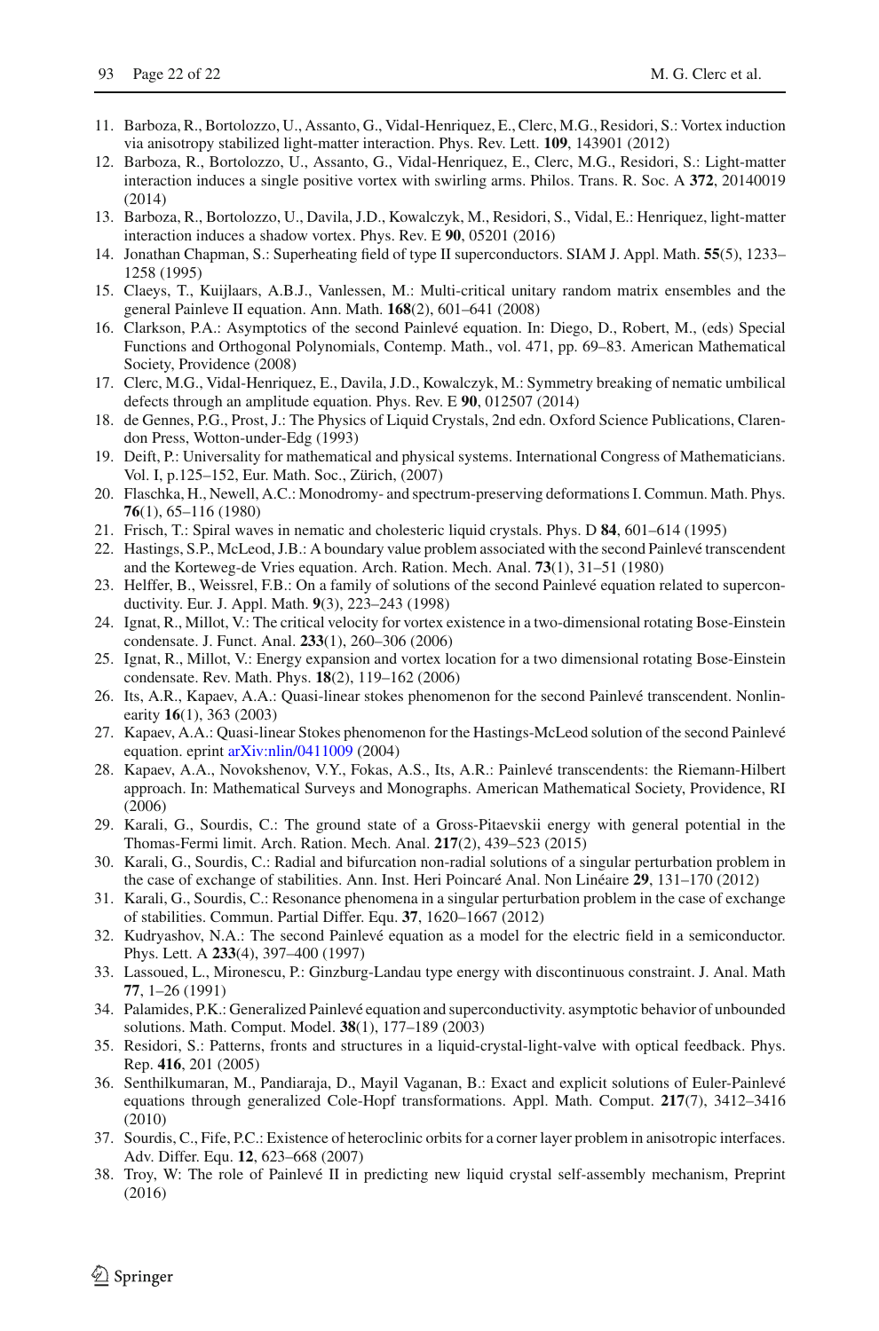11. Barboza, R., Bortolozzo, U., Assanto, G., Vidal-Henriquez, E., Clerc, M.G., Residori, S.: Vortex induction via anisotropy stabilized light-matter interaction. Phys. Rev. Lett. **109**, 143901 (2012)
12. Barboza, R., Bortolozzo, U., Assanto, G., Vidal-Henriquez, E., Clerc, M.G., Residori, S.: Light-matter interaction induces a single positive vortex with swirling arms. Philos. Trans. R. Soc. A **372**, 20140019 (2014)
13. Barboza, R., Bortolozzo, U., Davila, J.D., Kowalczyk, M., Residori, S., Vidal, E.: Henriquez, light-matter interaction induces a shadow vortex. Phys. Rev. E **90**, 05201 (2016)
14. Jonathan Chapman, S.: Superheating field of type II superconductors. SIAM J. Appl. Math. **55**(5), 1233–1258 (1995)
15. Claeys, T., Kuijlaars, A.B.J., Vanlessen, M.: Multi-critical unitary random matrix ensembles and the general Painleve II equation. Ann. Math. **168**(2), 601–641 (2008)
16. Clarkson, P.A.: Asymptotics of the second Painlevé equation. In: Diego, D., Robert, M., (eds) Special Functions and Orthogonal Polynomials, Contemp. Math., vol. 471, pp. 69–83. American Mathematical Society, Providence (2008)
17. Clerc, M.G., Vidal-Henriquez, E., Davila, J.D., Kowalczyk, M.: Symmetry breaking of nematic umbilical defects through an amplitude equation. Phys. Rev. E **90**, 012507 (2014)
18. de Gennes, P.G., Prost, J.: The Physics of Liquid Crystals, 2nd edn. Oxford Science Publications, Clarendon Press, Wotton-under-Edg (1993)
19. Deift, P.: Universality for mathematical and physical systems. International Congress of Mathematicians. Vol. I, p.125–152, Eur. Math. Soc., Zürich, (2007)
20. Flaschka, H., Newell, A.C.: Monodromy- and spectrum-preserving deformations I. Commun. Math. Phys. **76**(1), 65–116 (1980)
21. Frisch, T.: Spiral waves in nematic and cholesteric liquid crystals. Phys. D **84**, 601–614 (1995)
22. Hastings, S.P., McLeod, J.B.: A boundary value problem associated with the second Painlevé transcendent and the Korteweg-de Vries equation. Arch. Ration. Mech. Anal. **73**(1), 31–51 (1980)
23. Helffer, B., Weissrel, F.B.: On a family of solutions of the second Painlevé equation related to superconductivity. Eur. J. Appl. Math. **9**(3), 223–243 (1998)
24. Ignat, R., Millot, V.: The critical velocity for vortex existence in a two-dimensional rotating Bose-Einstein condensate. J. Funct. Anal. **233**(1), 260–306 (2006)
25. Ignat, R., Millot, V.: Energy expansion and vortex location for a two dimensional rotating Bose-Einstein condensate. Rev. Math. Phys. **18**(2), 119–162 (2006)
26. Its, A.R., Kapaev, A.A.: Quasi-linear stokes phenomenon for the second Painlevé transcendent. Nonlinearity **16**(1), 363 (2003)
27. Kapaev, A.A.: Quasi-linear Stokes phenomenon for the Hastings-McLeod solution of the second Painlevé equation. eprint arXiv:nlin/0411009 (2004)
28. Kapaev, A.A., Novokshenov, V.Y., Fokas, A.S., Its, A.R.: Painlevé transcendents: the Riemann-Hilbert approach. In: Mathematical Surveys and Monographs. American Mathematical Society, Providence, RI (2006)
29. Karali, G., Sourdis, C.: The ground state of a Gross-Pitaevskii energy with general potential in the Thomas-Fermi limit. Arch. Ration. Mech. Anal. **217**(2), 439–523 (2015)
30. Karali, G., Sourdis, C.: Radial and bifurcation non-radial solutions of a singular perturbation problem in the case of exchange of stabilities. Ann. Inst. Heri Poincaré Anal. Non Linéaire **29**, 131–170 (2012)
31. Karali, G., Sourdis, C.: Resonance phenomena in a singular perturbation problem in the case of exchange of stabilities. Commun. Partial Differ. Equ. **37**, 1620–1667 (2012)
32. Kudryashov, N.A.: The second Painlevé equation as a model for the electric field in a semiconductor. Phys. Lett. A **233**(4), 397–400 (1997)
33. Lassoued, L., Mironescu, P.: Ginzburg-Landau type energy with discontinuous constraint. J. Anal. Math **77**, 1–26 (1991)
34. Palamides, P.K.: Generalized Painlevé equation and superconductivity. asymptotic behavior of unbounded solutions. Math. Comput. Model. **38**(1), 177–189 (2003)
35. Residori, S.: Patterns, fronts and structures in a liquid-crystal-light-valve with optical feedback. Phys. Rep. **416**, 201 (2005)
36. Senthilkumaran, M., Pandiaraja, D., Mayil Vaganan, B.: Exact and explicit solutions of Euler-Painlevé equations through generalized Cole-Hopf transformations. Appl. Math. Comput. **217**(7), 3412–3416 (2010)
37. Sourdis, C., Fife, P.C.: Existence of heteroclinic orbits for a corner layer problem in anisotropic interfaces. Adv. Differ. Equ. **12**, 623–668 (2007)
38. Troy, W: The role of Painlevé II in predicting new liquid crystal self-assembly mechanism, Preprint (2016)